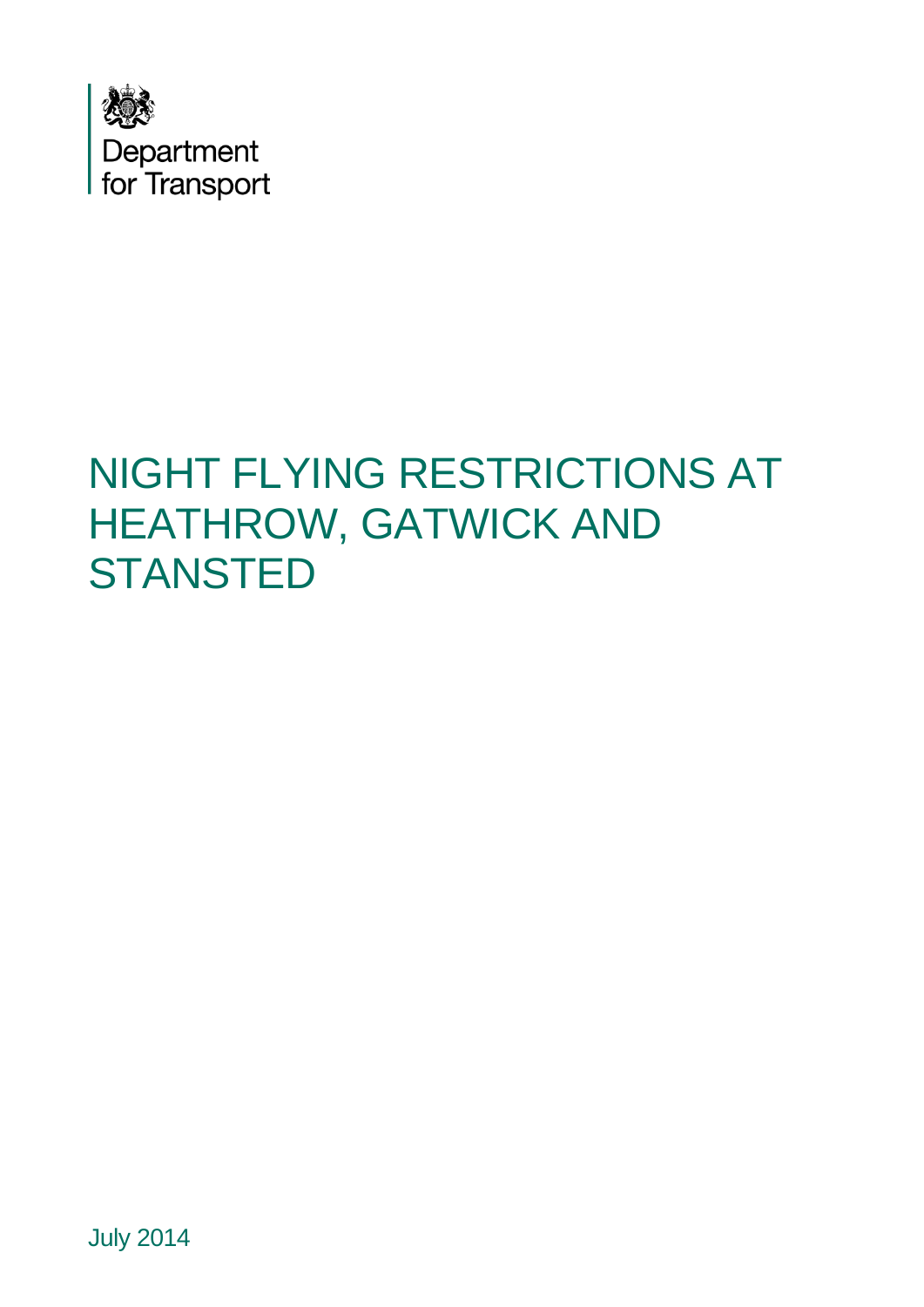Department for Transport

# NIGHT FLYING RESTRICTIONS AT HEATHROW, GATWICK AND STANSTED

July 2014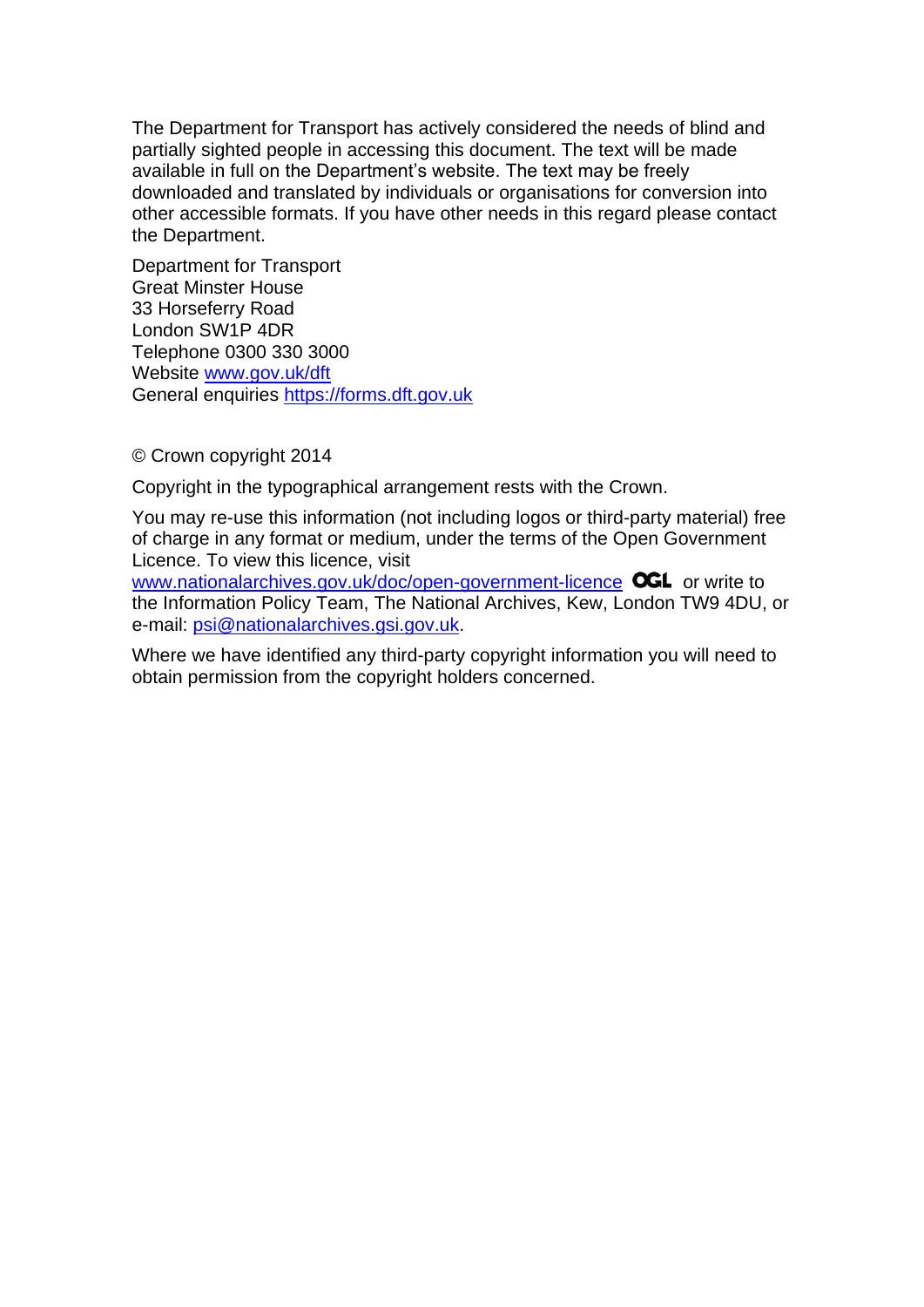The Department for Transport has actively considered the needs of blind and partially sighted people in accessing this document. The text will be made available in full on the Department's website. The text may be freely downloaded and translated by individuals or organisations for conversion into other accessible formats. If you have other needs in this regard please contact the Department.

Department for Transport  
Great Minster House  
33 Horseferry Road  
London SW1P 4DR  
Telephone 0300 330 3000  
Website www.gov.uk/dft  
General enquiries https://forms.dft.gov.uk

© Crown copyright 2014

Copyright in the typographical arrangement rests with the Crown.

You may re-use this information (not including logos or third-party material) free of charge in any format or medium, under the terms of the Open Government Licence. To view this licence, visit www.nationalarchives.gov.uk/doc/open-government-licence OGL or write to the Information Policy Team, The National Archives, Kew, London TW9 4DU, or e-mail: psi@nationalarchives.gsi.gov.uk.

Where we have identified any third-party copyright information you will need to obtain permission from the copyright holders concerned.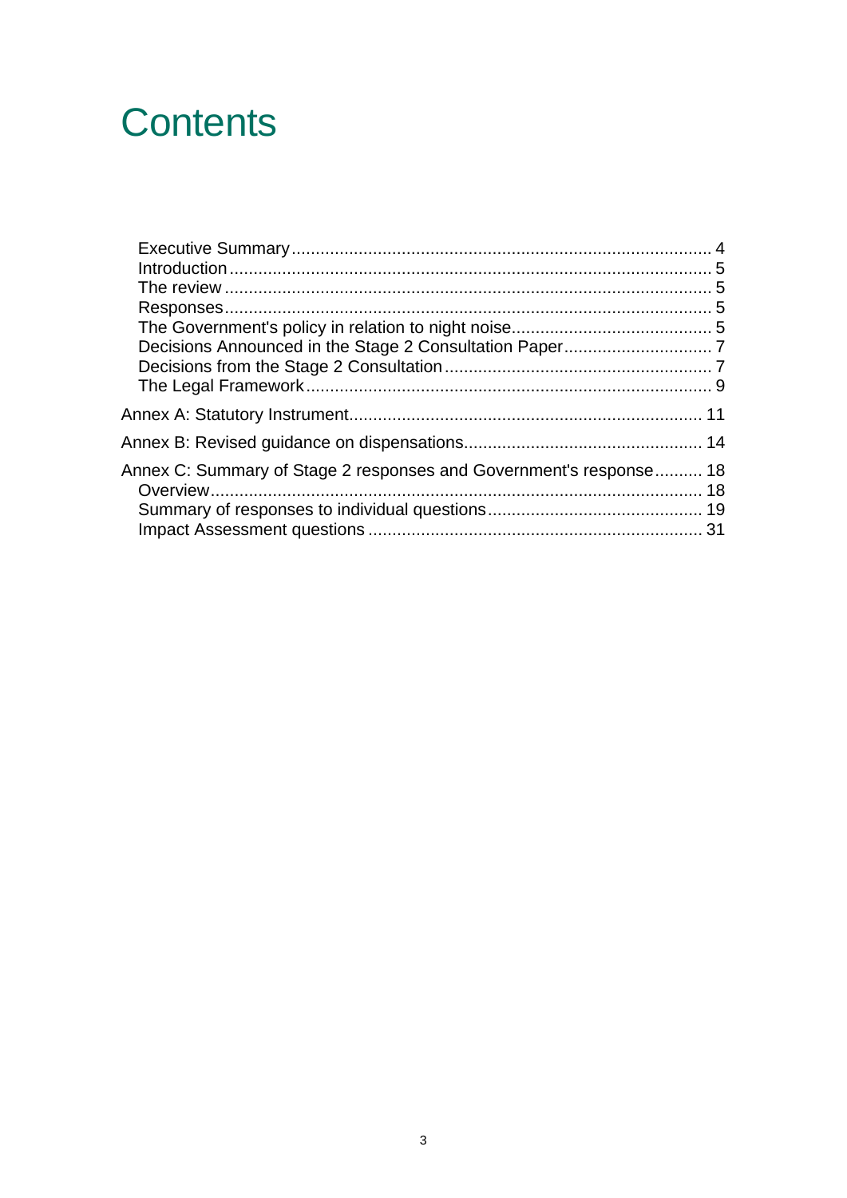# Contents

- Executive Summary ..... 4
- Introduction ..... 5
- The review ..... 5
- Responses ..... 5
- The Government's policy in relation to night noise ..... 5
- Decisions Announced in the Stage 2 Consultation Paper ..... 7
- Decisions from the Stage 2 Consultation ..... 7
- The Legal Framework ..... 9

Annex A: Statutory Instrument ..... 11

Annex B: Revised guidance on dispensations ..... 14

Annex C: Summary of Stage 2 responses and Government's response ..... 18

- Overview ..... 18
- Summary of responses to individual questions ..... 19
- Impact Assessment questions ..... 31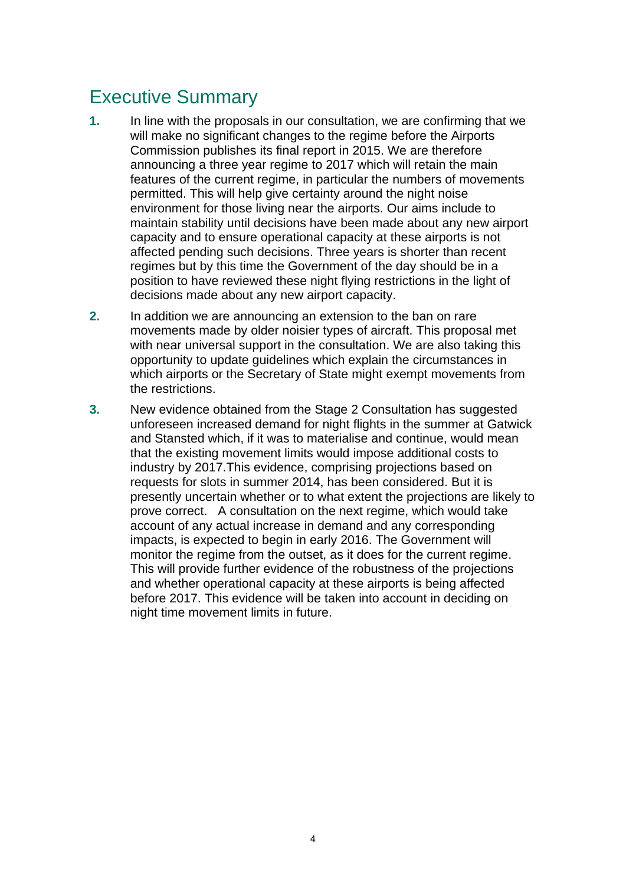# Executive Summary

**1.** In line with the proposals in our consultation, we are confirming that we will make no significant changes to the regime before the Airports Commission publishes its final report in 2015. We are therefore announcing a three year regime to 2017 which will retain the main features of the current regime, in particular the numbers of movements permitted. This will help give certainty around the night noise environment for those living near the airports. Our aims include to maintain stability until decisions have been made about any new airport capacity and to ensure operational capacity at these airports is not affected pending such decisions. Three years is shorter than recent regimes but by this time the Government of the day should be in a position to have reviewed these night flying restrictions in the light of decisions made about any new airport capacity.

**2.** In addition we are announcing an extension to the ban on rare movements made by older noisier types of aircraft. This proposal met with near universal support in the consultation. We are also taking this opportunity to update guidelines which explain the circumstances in which airports or the Secretary of State might exempt movements from the restrictions.

**3.** New evidence obtained from the Stage 2 Consultation has suggested unforeseen increased demand for night flights in the summer at Gatwick and Stansted which, if it was to materialise and continue, would mean that the existing movement limits would impose additional costs to industry by 2017.This evidence, comprising projections based on requests for slots in summer 2014, has been considered. But it is presently uncertain whether or to what extent the projections are likely to prove correct. A consultation on the next regime, which would take account of any actual increase in demand and any corresponding impacts, is expected to begin in early 2016. The Government will monitor the regime from the outset, as it does for the current regime. This will provide further evidence of the robustness of the projections and whether operational capacity at these airports is being affected before 2017. This evidence will be taken into account in deciding on night time movement limits in future.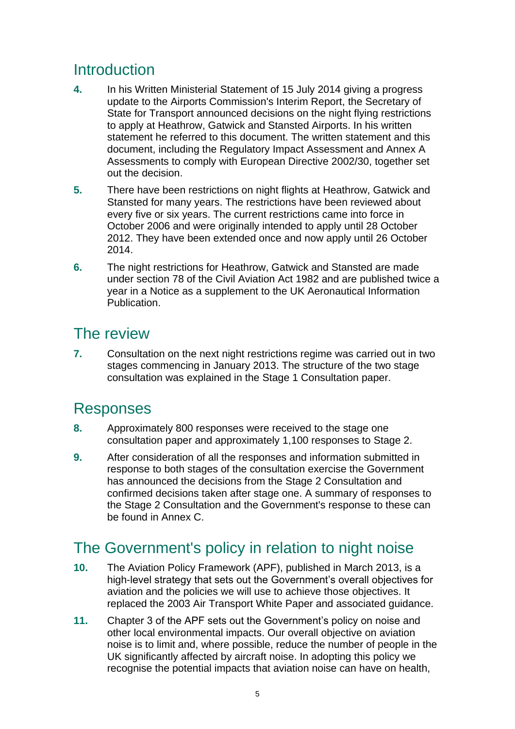## Introduction

**4.** In his Written Ministerial Statement of 15 July 2014 giving a progress update to the Airports Commission's Interim Report, the Secretary of State for Transport announced decisions on the night flying restrictions to apply at Heathrow, Gatwick and Stansted Airports. In his written statement he referred to this document. The written statement and this document, including the Regulatory Impact Assessment and Annex A Assessments to comply with European Directive 2002/30, together set out the decision.

**5.** There have been restrictions on night flights at Heathrow, Gatwick and Stansted for many years. The restrictions have been reviewed about every five or six years. The current restrictions came into force in October 2006 and were originally intended to apply until 28 October 2012. They have been extended once and now apply until 26 October 2014.

**6.** The night restrictions for Heathrow, Gatwick and Stansted are made under section 78 of the Civil Aviation Act 1982 and are published twice a year in a Notice as a supplement to the UK Aeronautical Information Publication.

## The review

**7.** Consultation on the next night restrictions regime was carried out in two stages commencing in January 2013. The structure of the two stage consultation was explained in the Stage 1 Consultation paper.

## Responses

**8.** Approximately 800 responses were received to the stage one consultation paper and approximately 1,100 responses to Stage 2.

**9.** After consideration of all the responses and information submitted in response to both stages of the consultation exercise the Government has announced the decisions from the Stage 2 Consultation and confirmed decisions taken after stage one. A summary of responses to the Stage 2 Consultation and the Government's response to these can be found in Annex C.

## The Government's policy in relation to night noise

**10.** The Aviation Policy Framework (APF), published in March 2013, is a high-level strategy that sets out the Government's overall objectives for aviation and the policies we will use to achieve those objectives. It replaced the 2003 Air Transport White Paper and associated guidance.

**11.** Chapter 3 of the APF sets out the Government's policy on noise and other local environmental impacts. Our overall objective on aviation noise is to limit and, where possible, reduce the number of people in the UK significantly affected by aircraft noise. In adopting this policy we recognise the potential impacts that aviation noise can have on health,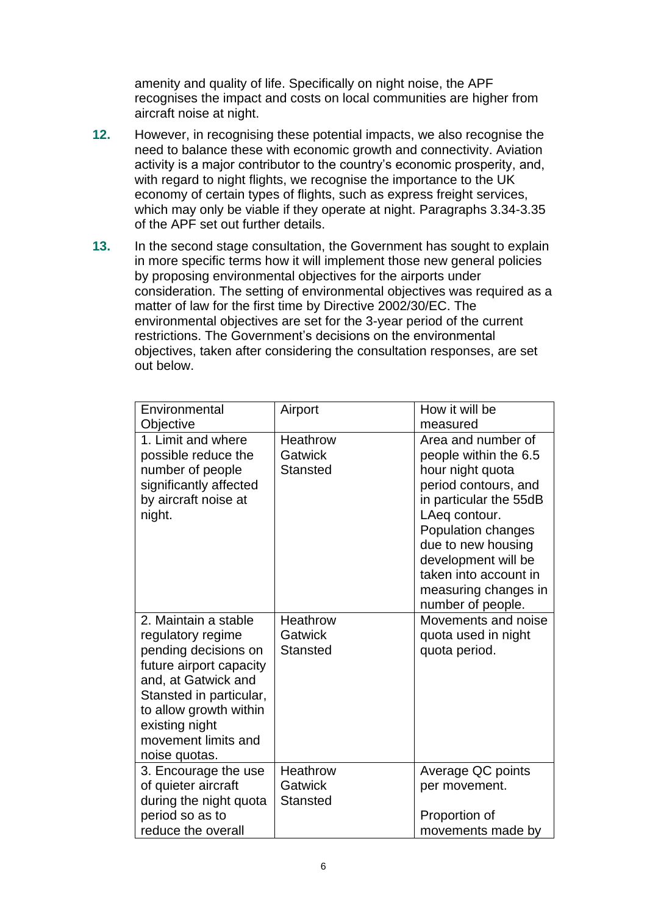amenity and quality of life. Specifically on night noise, the APF recognises the impact and costs on local communities are higher from aircraft noise at night.

**12.** However, in recognising these potential impacts, we also recognise the need to balance these with economic growth and connectivity. Aviation activity is a major contributor to the country's economic prosperity, and, with regard to night flights, we recognise the importance to the UK economy of certain types of flights, such as express freight services, which may only be viable if they operate at night. Paragraphs 3.34-3.35 of the APF set out further details.

**13.** In the second stage consultation, the Government has sought to explain in more specific terms how it will implement those new general policies by proposing environmental objectives for the airports under consideration. The setting of environmental objectives was required as a matter of law for the first time by Directive 2002/30/EC. The environmental objectives are set for the 3-year period of the current restrictions. The Government's decisions on the environmental objectives, taken after considering the consultation responses, are set out below.

| Environmental Objective | Airport | How it will be measured |
|---|---|---|
| 1. Limit and where possible reduce the number of people significantly affected by aircraft noise at night. | Heathrow<br>Gatwick<br>Stansted | Area and number of people within the 6.5 hour night quota period contours, and in particular the 55dB LAeq contour. Population changes due to new housing development will be taken into account in measuring changes in number of people. |
| 2. Maintain a stable regulatory regime pending decisions on future airport capacity and, at Gatwick and Stansted in particular, to allow growth within existing night movement limits and noise quotas. | Heathrow<br>Gatwick<br>Stansted | Movements and noise quota used in night quota period. |
| 3. Encourage the use of quieter aircraft during the night quota period so as to reduce the overall | Heathrow<br>Gatwick<br>Stansted | Average QC points per movement.<br><br>Proportion of movements made by |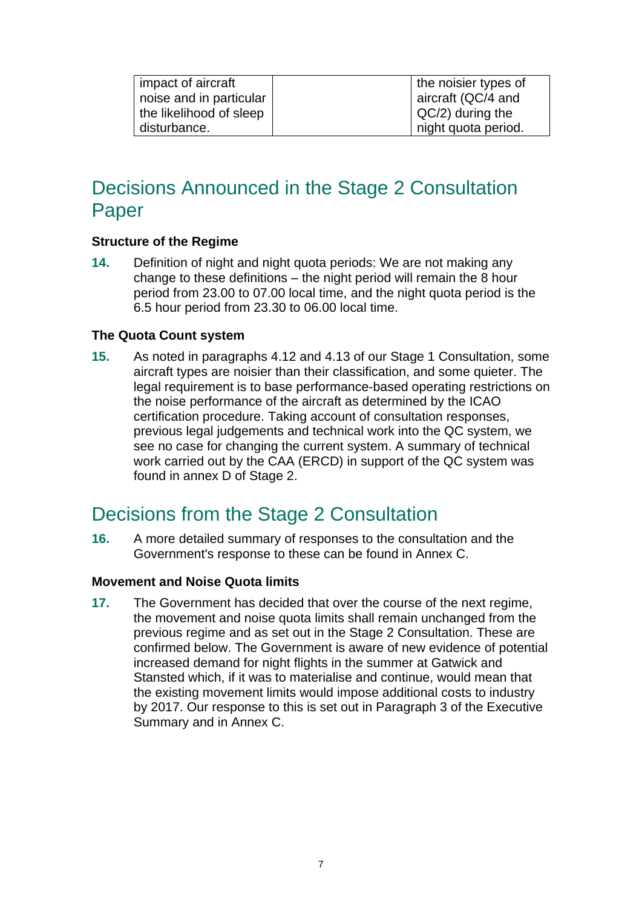| impact of aircraft noise and in particular the likelihood of sleep disturbance. | | the noisier types of aircraft (QC/4 and QC/2) during the night quota period. |
|---|---|---|

## Decisions Announced in the Stage 2 Consultation Paper

**Structure of the Regime**

**14.** Definition of night and night quota periods: We are not making any change to these definitions – the night period will remain the 8 hour period from 23.00 to 07.00 local time, and the night quota period is the 6.5 hour period from 23.30 to 06.00 local time.

**The Quota Count system**

**15.** As noted in paragraphs 4.12 and 4.13 of our Stage 1 Consultation, some aircraft types are noisier than their classification, and some quieter. The legal requirement is to base performance-based operating restrictions on the noise performance of the aircraft as determined by the ICAO certification procedure. Taking account of consultation responses, previous legal judgements and technical work into the QC system, we see no case for changing the current system. A summary of technical work carried out by the CAA (ERCD) in support of the QC system was found in annex D of Stage 2.

## Decisions from the Stage 2 Consultation

**16.** A more detailed summary of responses to the consultation and the Government's response to these can be found in Annex C.

**Movement and Noise Quota limits**

**17.** The Government has decided that over the course of the next regime, the movement and noise quota limits shall remain unchanged from the previous regime and as set out in the Stage 2 Consultation. These are confirmed below. The Government is aware of new evidence of potential increased demand for night flights in the summer at Gatwick and Stansted which, if it was to materialise and continue, would mean that the existing movement limits would impose additional costs to industry by 2017. Our response to this is set out in Paragraph 3 of the Executive Summary and in Annex C.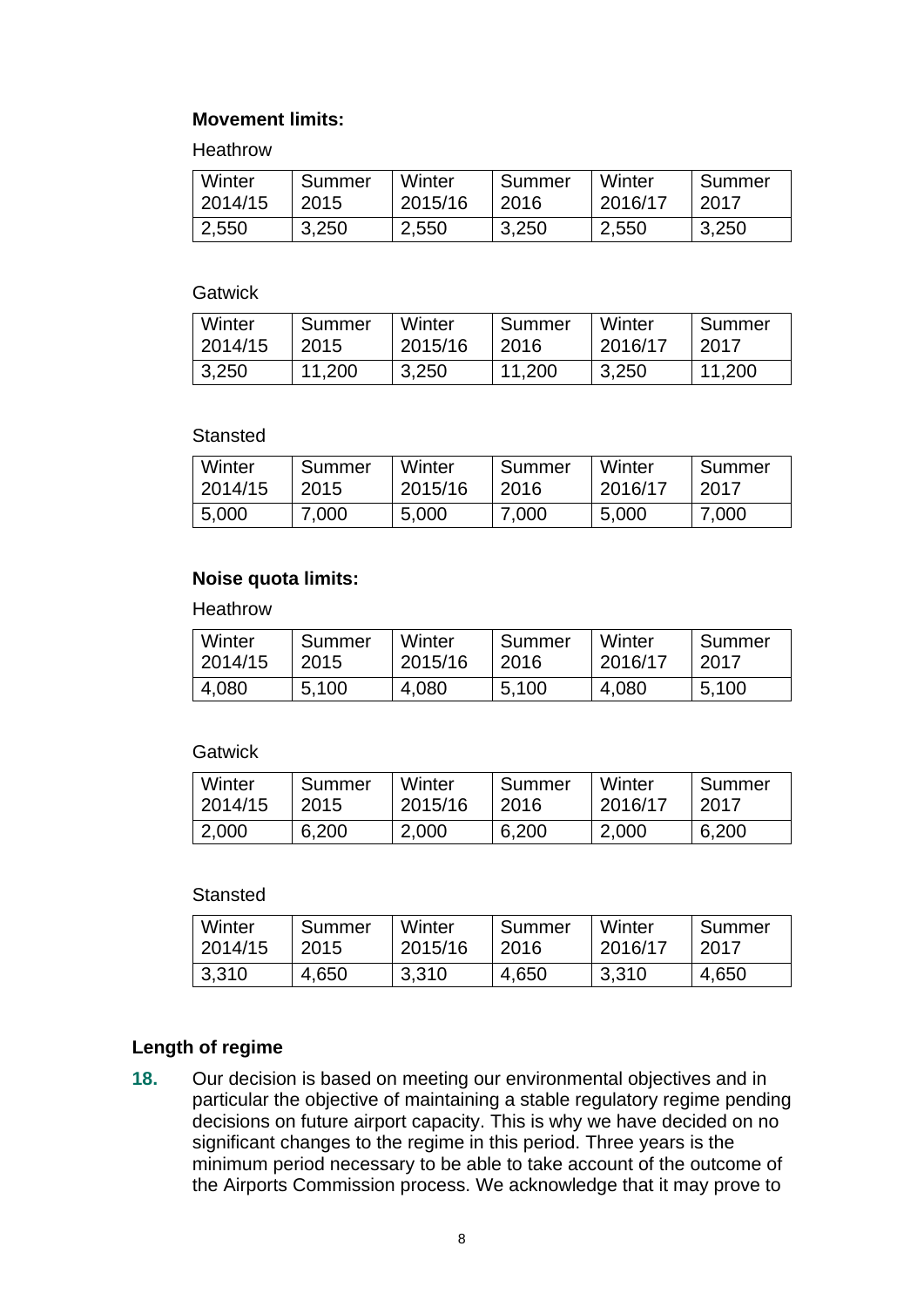**Movement limits:**

Heathrow

| Winter 2014/15 | Summer 2015 | Winter 2015/16 | Summer 2016 | Winter 2016/17 | Summer 2017 |
|---|---|---|---|---|---|
| 2,550 | 3,250 | 2,550 | 3,250 | 2,550 | 3,250 |

Gatwick

| Winter 2014/15 | Summer 2015 | Winter 2015/16 | Summer 2016 | Winter 2016/17 | Summer 2017 |
|---|---|---|---|---|---|
| 3,250 | 11,200 | 3,250 | 11,200 | 3,250 | 11,200 |

Stansted

| Winter 2014/15 | Summer 2015 | Winter 2015/16 | Summer 2016 | Winter 2016/17 | Summer 2017 |
|---|---|---|---|---|---|
| 5,000 | 7,000 | 5,000 | 7,000 | 5,000 | 7,000 |

**Noise quota limits:**

Heathrow

| Winter 2014/15 | Summer 2015 | Winter 2015/16 | Summer 2016 | Winter 2016/17 | Summer 2017 |
|---|---|---|---|---|---|
| 4,080 | 5,100 | 4,080 | 5,100 | 4,080 | 5,100 |

Gatwick

| Winter 2014/15 | Summer 2015 | Winter 2015/16 | Summer 2016 | Winter 2016/17 | Summer 2017 |
|---|---|---|---|---|---|
| 2,000 | 6,200 | 2,000 | 6,200 | 2,000 | 6,200 |

Stansted

| Winter 2014/15 | Summer 2015 | Winter 2015/16 | Summer 2016 | Winter 2016/17 | Summer 2017 |
|---|---|---|---|---|---|
| 3,310 | 4,650 | 3,310 | 4,650 | 3,310 | 4,650 |

### Length of regime

**18.** Our decision is based on meeting our environmental objectives and in particular the objective of maintaining a stable regulatory regime pending decisions on future airport capacity. This is why we have decided on no significant changes to the regime in this period. Three years is the minimum period necessary to be able to take account of the outcome of the Airports Commission process. We acknowledge that it may prove to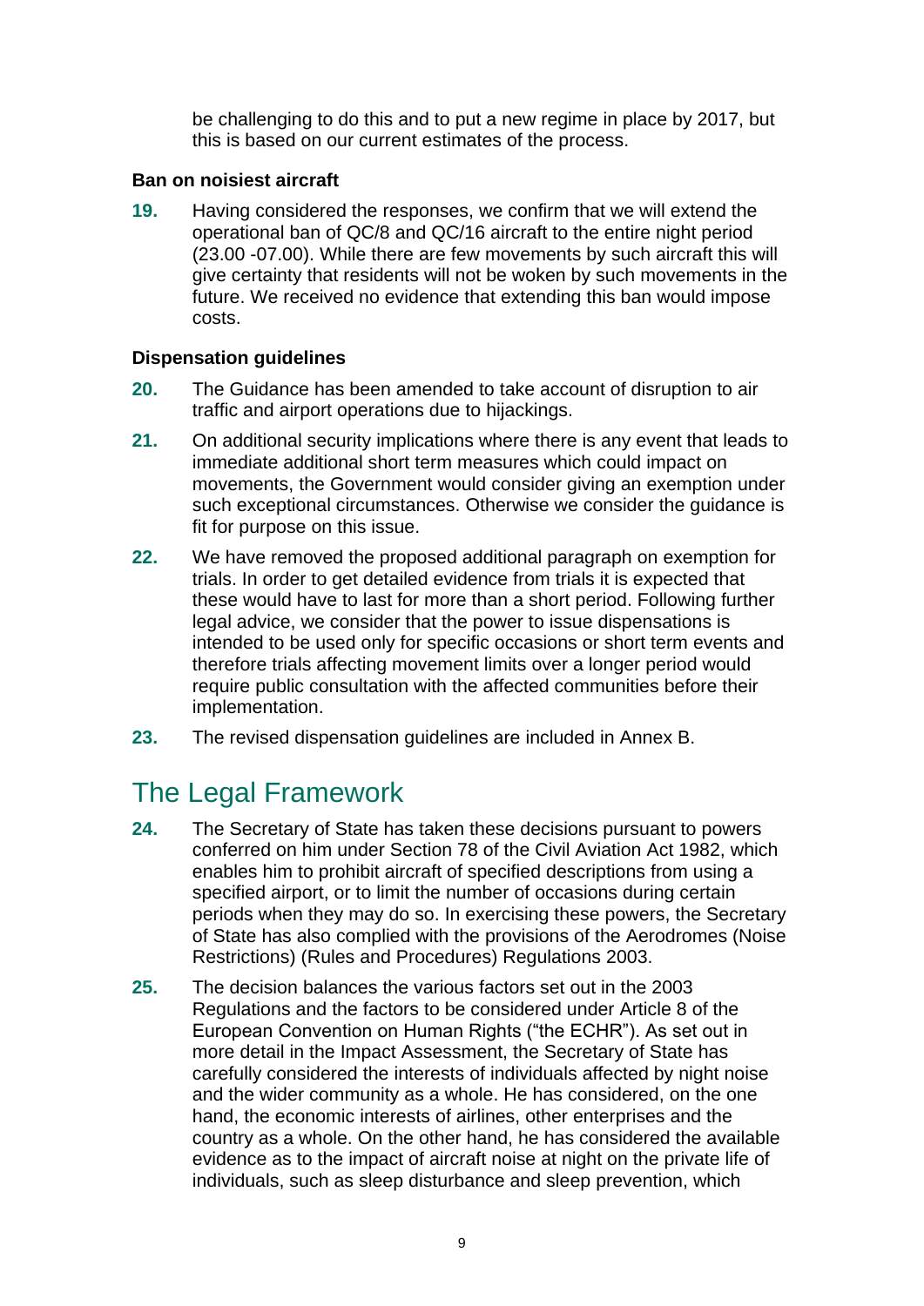be challenging to do this and to put a new regime in place by 2017, but this is based on our current estimates of the process.

### Ban on noisiest aircraft

**19.** Having considered the responses, we confirm that we will extend the operational ban of QC/8 and QC/16 aircraft to the entire night period (23.00 -07.00). While there are few movements by such aircraft this will give certainty that residents will not be woken by such movements in the future. We received no evidence that extending this ban would impose costs.

### Dispensation guidelines

**20.** The Guidance has been amended to take account of disruption to air traffic and airport operations due to hijackings.

**21.** On additional security implications where there is any event that leads to immediate additional short term measures which could impact on movements, the Government would consider giving an exemption under such exceptional circumstances. Otherwise we consider the guidance is fit for purpose on this issue.

**22.** We have removed the proposed additional paragraph on exemption for trials. In order to get detailed evidence from trials it is expected that these would have to last for more than a short period. Following further legal advice, we consider that the power to issue dispensations is intended to be used only for specific occasions or short term events and therefore trials affecting movement limits over a longer period would require public consultation with the affected communities before their implementation.

**23.** The revised dispensation guidelines are included in Annex B.

## The Legal Framework

**24.** The Secretary of State has taken these decisions pursuant to powers conferred on him under Section 78 of the Civil Aviation Act 1982, which enables him to prohibit aircraft of specified descriptions from using a specified airport, or to limit the number of occasions during certain periods when they may do so. In exercising these powers, the Secretary of State has also complied with the provisions of the Aerodromes (Noise Restrictions) (Rules and Procedures) Regulations 2003.

**25.** The decision balances the various factors set out in the 2003 Regulations and the factors to be considered under Article 8 of the European Convention on Human Rights ("the ECHR"). As set out in more detail in the Impact Assessment, the Secretary of State has carefully considered the interests of individuals affected by night noise and the wider community as a whole. He has considered, on the one hand, the economic interests of airlines, other enterprises and the country as a whole. On the other hand, he has considered the available evidence as to the impact of aircraft noise at night on the private life of individuals, such as sleep disturbance and sleep prevention, which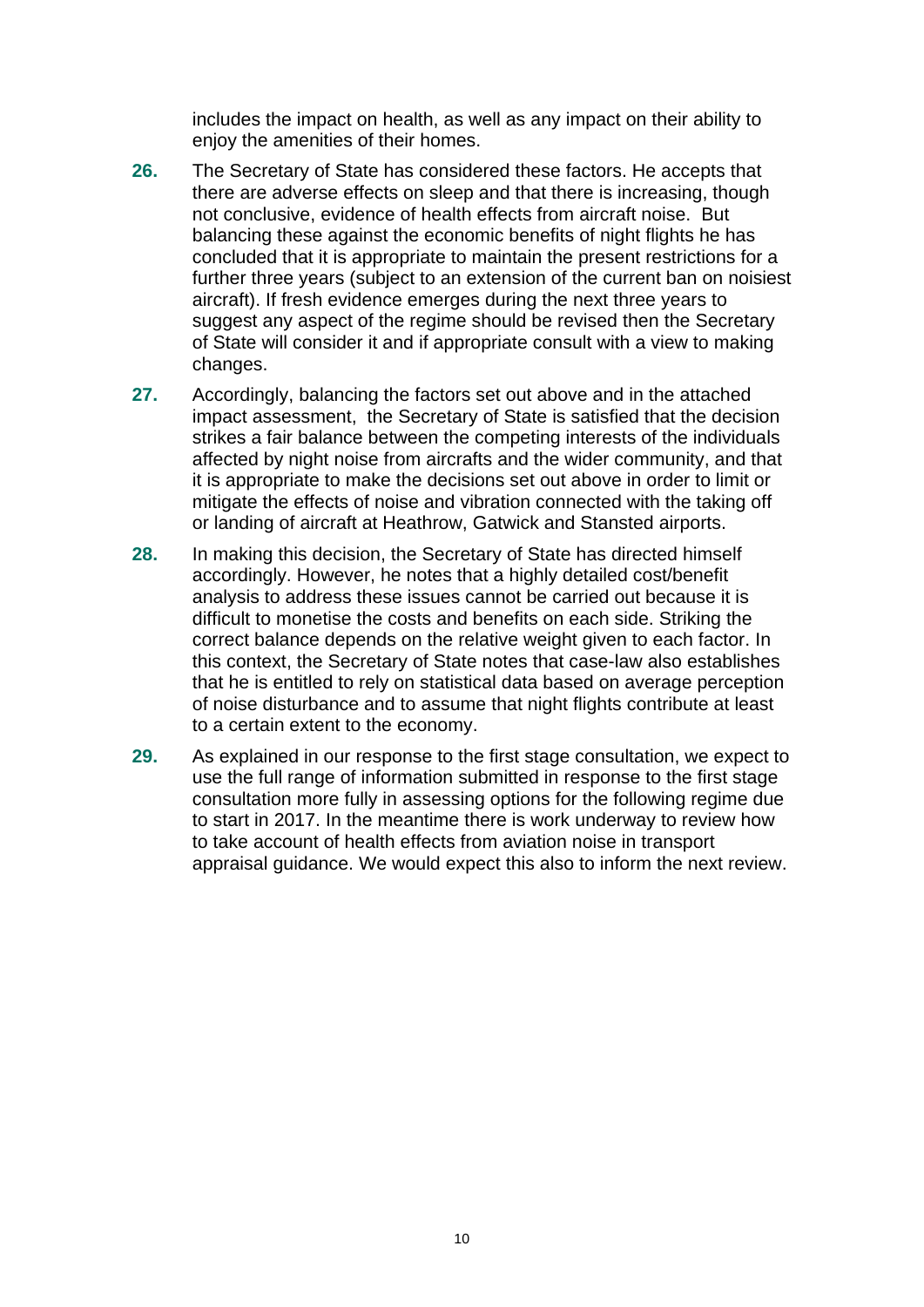includes the impact on health, as well as any impact on their ability to enjoy the amenities of their homes.

**26.** The Secretary of State has considered these factors. He accepts that there are adverse effects on sleep and that there is increasing, though not conclusive, evidence of health effects from aircraft noise. But balancing these against the economic benefits of night flights he has concluded that it is appropriate to maintain the present restrictions for a further three years (subject to an extension of the current ban on noisiest aircraft). If fresh evidence emerges during the next three years to suggest any aspect of the regime should be revised then the Secretary of State will consider it and if appropriate consult with a view to making changes.

**27.** Accordingly, balancing the factors set out above and in the attached impact assessment, the Secretary of State is satisfied that the decision strikes a fair balance between the competing interests of the individuals affected by night noise from aircrafts and the wider community, and that it is appropriate to make the decisions set out above in order to limit or mitigate the effects of noise and vibration connected with the taking off or landing of aircraft at Heathrow, Gatwick and Stansted airports.

**28.** In making this decision, the Secretary of State has directed himself accordingly. However, he notes that a highly detailed cost/benefit analysis to address these issues cannot be carried out because it is difficult to monetise the costs and benefits on each side. Striking the correct balance depends on the relative weight given to each factor. In this context, the Secretary of State notes that case-law also establishes that he is entitled to rely on statistical data based on average perception of noise disturbance and to assume that night flights contribute at least to a certain extent to the economy.

**29.** As explained in our response to the first stage consultation, we expect to use the full range of information submitted in response to the first stage consultation more fully in assessing options for the following regime due to start in 2017. In the meantime there is work underway to review how to take account of health effects from aviation noise in transport appraisal guidance. We would expect this also to inform the next review.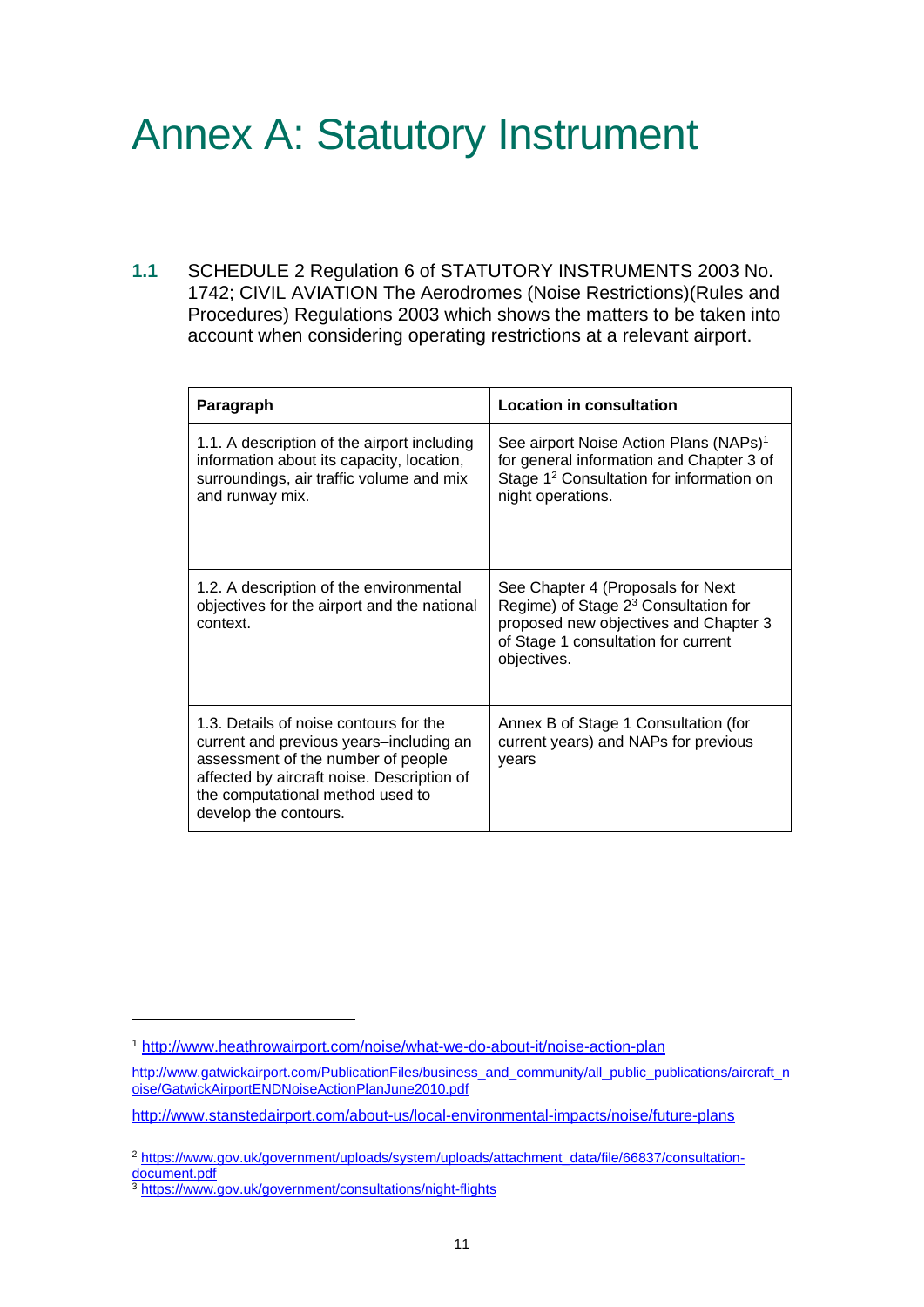# Annex A: Statutory Instrument

**1.1** SCHEDULE 2 Regulation 6 of STATUTORY INSTRUMENTS 2003 No. 1742; CIVIL AVIATION The Aerodromes (Noise Restrictions)(Rules and Procedures) Regulations 2003 which shows the matters to be taken into account when considering operating restrictions at a relevant airport.

| Paragraph | Location in consultation |
| --- | --- |
| 1.1. A description of the airport including information about its capacity, location, surroundings, air traffic volume and mix and runway mix. | See airport Noise Action Plans (NAPs)[1] for general information and Chapter 3 of Stage 1[2] Consultation for information on night operations. |
| 1.2. A description of the environmental objectives for the airport and the national context. | See Chapter 4 (Proposals for Next Regime) of Stage 2[3] Consultation for proposed new objectives and Chapter 3 of Stage 1 consultation for current objectives. |
| 1.3. Details of noise contours for the current and previous years–including an assessment of the number of people affected by aircraft noise. Description of the computational method used to develop the contours. | Annex B of Stage 1 Consultation (for current years) and NAPs for previous years |

[1] http://www.heathrowairport.com/noise/what-we-do-about-it/noise-action-plan

http://www.gatwickairport.com/PublicationFiles/business_and_community/all_public_publications/aircraft_noise/GatwickAirportENDNoiseActionPlanJune2010.pdf

http://www.stanstedairport.com/about-us/local-environmental-impacts/noise/future-plans

[2] https://www.gov.uk/government/uploads/system/uploads/attachment_data/file/66837/consultation-document.pdf

[3] https://www.gov.uk/government/consultations/night-flights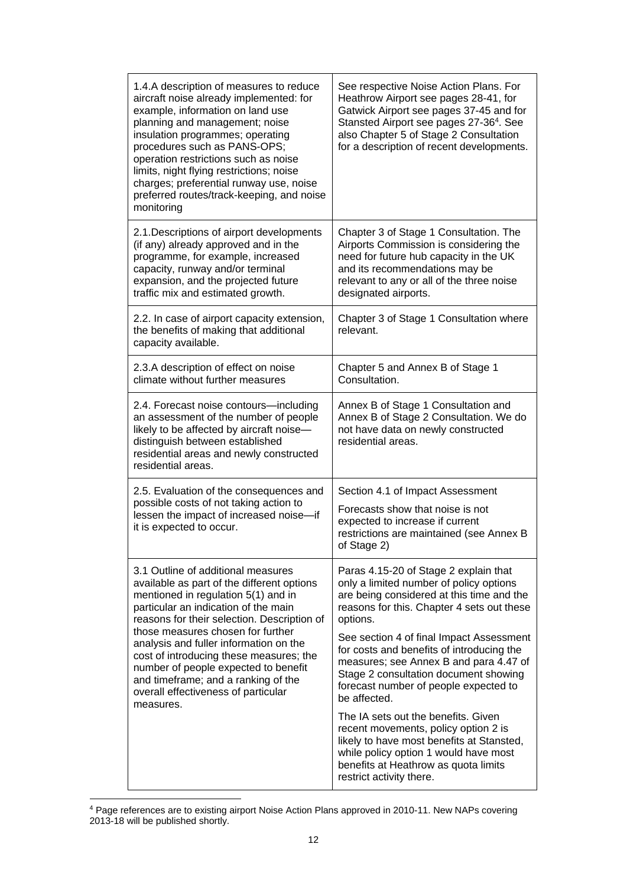| | |
|---|---|
| 1.4.A description of measures to reduce aircraft noise already implemented: for example, information on land use planning and management; noise insulation programmes; operating procedures such as PANS-OPS; operation restrictions such as noise limits, night flying restrictions; noise charges; preferential runway use, noise preferred routes/track-keeping, and noise monitoring | See respective Noise Action Plans. For Heathrow Airport see pages 28-41, for Gatwick Airport see pages 37-45 and for Stansted Airport see pages 27-36[4]. See also Chapter 5 of Stage 2 Consultation for a description of recent developments. |
| 2.1.Descriptions of airport developments (if any) already approved and in the programme, for example, increased capacity, runway and/or terminal expansion, and the projected future traffic mix and estimated growth. | Chapter 3 of Stage 1 Consultation. The Airports Commission is considering the need for future hub capacity in the UK and its recommendations may be relevant to any or all of the three noise designated airports. |
| 2.2. In case of airport capacity extension, the benefits of making that additional capacity available. | Chapter 3 of Stage 1 Consultation where relevant. |
| 2.3.A description of effect on noise climate without further measures | Chapter 5 and Annex B of Stage 1 Consultation. |
| 2.4. Forecast noise contours—including an assessment of the number of people likely to be affected by aircraft noise—distinguish between established residential areas and newly constructed residential areas. | Annex B of Stage 1 Consultation and Annex B of Stage 2 Consultation. We do not have data on newly constructed residential areas. |
| 2.5. Evaluation of the consequences and possible costs of not taking action to lessen the impact of increased noise—if it is expected to occur. | Section 4.1 of Impact Assessment<br><br>Forecasts show that noise is not expected to increase if current restrictions are maintained (see Annex B of Stage 2) |
| 3.1 Outline of additional measures available as part of the different options mentioned in regulation 5(1) and in particular an indication of the main reasons for their selection. Description of those measures chosen for further analysis and fuller information on the cost of introducing these measures; the number of people expected to benefit and timeframe; and a ranking of the overall effectiveness of particular measures. | Paras 4.15-20 of Stage 2 explain that only a limited number of policy options are being considered at this time and the reasons for this. Chapter 4 sets out these options.<br><br>See section 4 of final Impact Assessment for costs and benefits of introducing the measures; see Annex B and para 4.47 of Stage 2 consultation document showing forecast number of people expected to be affected.<br><br>The IA sets out the benefits. Given recent movements, policy option 2 is likely to have most benefits at Stansted, while policy option 1 would have most benefits at Heathrow as quota limits restrict activity there. |

[4] Page references are to existing airport Noise Action Plans approved in 2010-11. New NAPs covering 2013-18 will be published shortly.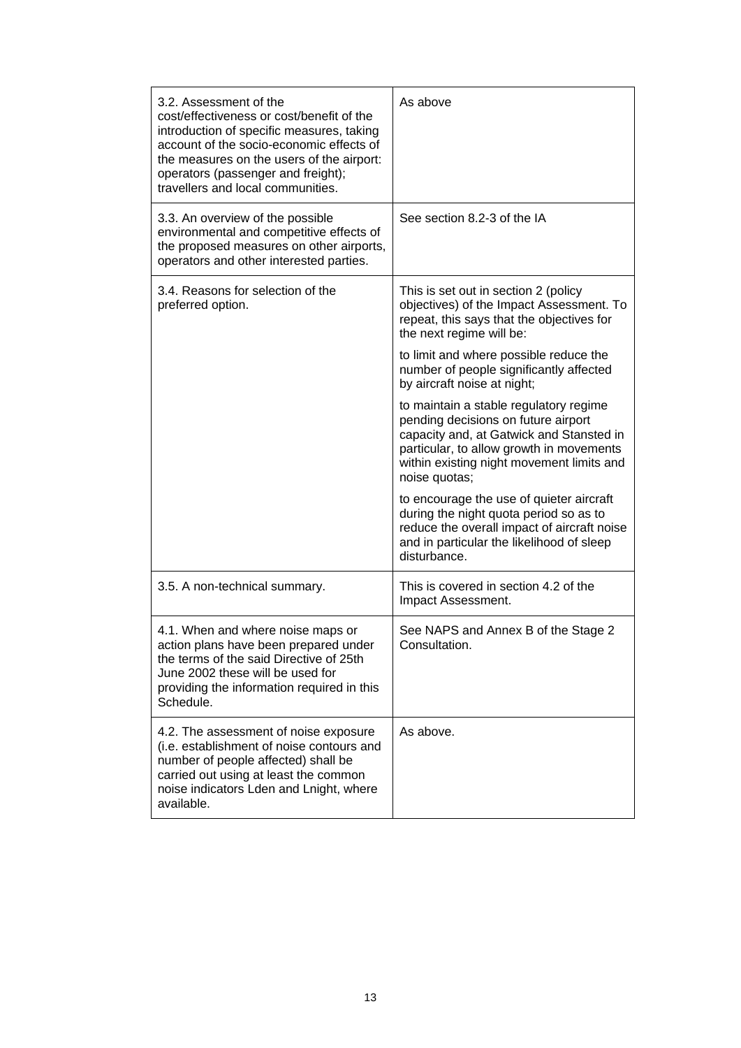| | |
|---|---|
| 3.2. Assessment of the cost/effectiveness or cost/benefit of the introduction of specific measures, taking account of the socio-economic effects of the measures on the users of the airport: operators (passenger and freight); travellers and local communities. | As above |
| 3.3. An overview of the possible environmental and competitive effects of the proposed measures on other airports, operators and other interested parties. | See section 8.2-3 of the IA |
| 3.4. Reasons for selection of the preferred option. | This is set out in section 2 (policy objectives) of the Impact Assessment. To repeat, this says that the objectives for the next regime will be:<br><br>to limit and where possible reduce the number of people significantly affected by aircraft noise at night;<br><br>to maintain a stable regulatory regime pending decisions on future airport capacity and, at Gatwick and Stansted in particular, to allow growth in movements within existing night movement limits and noise quotas;<br><br>to encourage the use of quieter aircraft during the night quota period so as to reduce the overall impact of aircraft noise and in particular the likelihood of sleep disturbance. |
| 3.5. A non-technical summary. | This is covered in section 4.2 of the Impact Assessment. |
| 4.1. When and where noise maps or action plans have been prepared under the terms of the said Directive of 25th June 2002 these will be used for providing the information required in this Schedule. | See NAPS and Annex B of the Stage 2 Consultation. |
| 4.2. The assessment of noise exposure (i.e. establishment of noise contours and number of people affected) shall be carried out using at least the common noise indicators Lden and Lnight, where available. | As above. |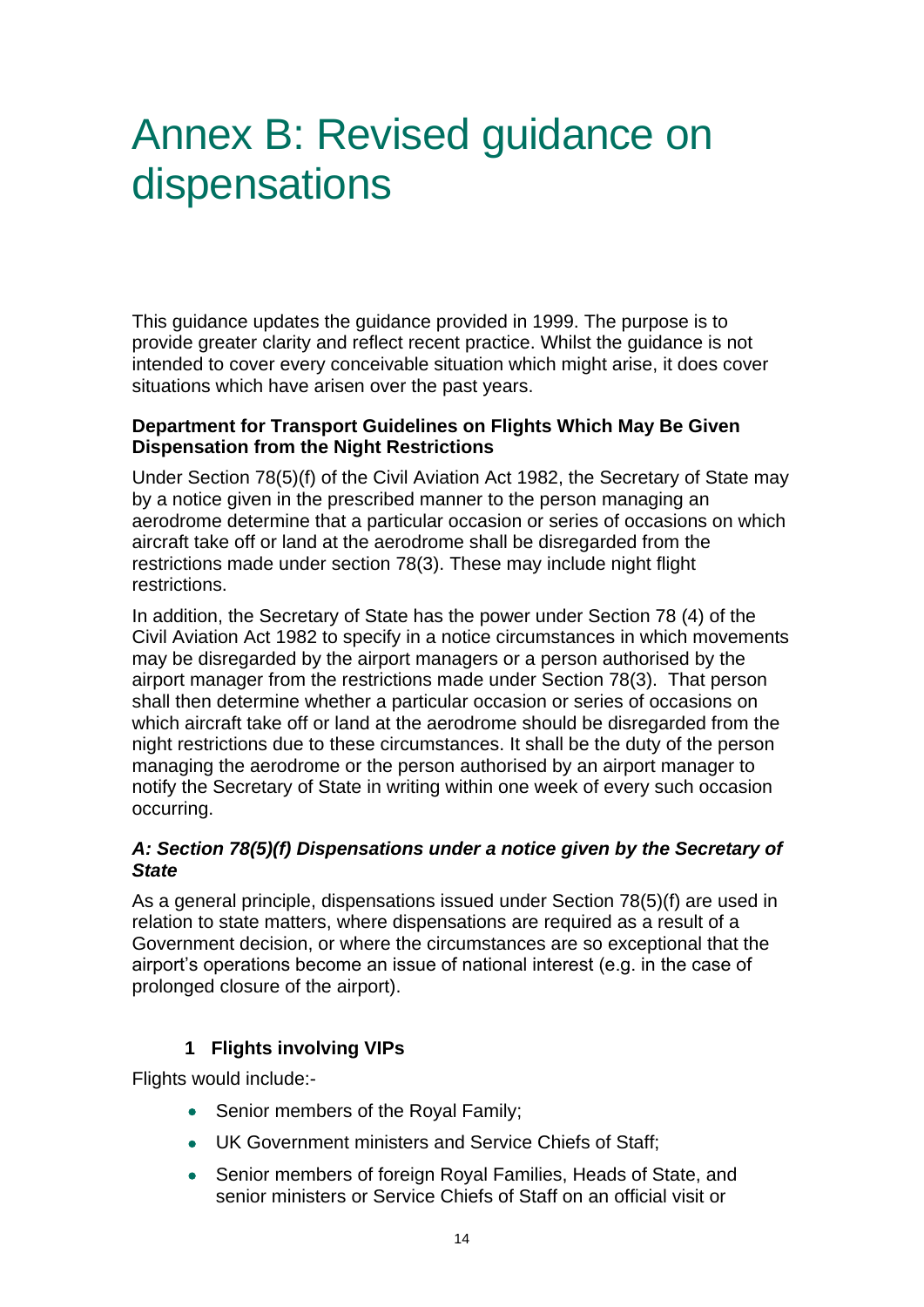# Annex B: Revised guidance on dispensations

This guidance updates the guidance provided in 1999. The purpose is to provide greater clarity and reflect recent practice. Whilst the guidance is not intended to cover every conceivable situation which might arise, it does cover situations which have arisen over the past years.

**Department for Transport Guidelines on Flights Which May Be Given Dispensation from the Night Restrictions**

Under Section 78(5)(f) of the Civil Aviation Act 1982, the Secretary of State may by a notice given in the prescribed manner to the person managing an aerodrome determine that a particular occasion or series of occasions on which aircraft take off or land at the aerodrome shall be disregarded from the restrictions made under section 78(3). These may include night flight restrictions.

In addition, the Secretary of State has the power under Section 78 (4) of the Civil Aviation Act 1982 to specify in a notice circumstances in which movements may be disregarded by the airport managers or a person authorised by the airport manager from the restrictions made under Section 78(3). That person shall then determine whether a particular occasion or series of occasions on which aircraft take off or land at the aerodrome should be disregarded from the night restrictions due to these circumstances. It shall be the duty of the person managing the aerodrome or the person authorised by an airport manager to notify the Secretary of State in writing within one week of every such occasion occurring.

***A: Section 78(5)(f) Dispensations under a notice given by the Secretary of State***

As a general principle, dispensations issued under Section 78(5)(f) are used in relation to state matters, where dispensations are required as a result of a Government decision, or where the circumstances are so exceptional that the airport's operations become an issue of national interest (e.g. in the case of prolonged closure of the airport).

**1 Flights involving VIPs**

Flights would include:-

- Senior members of the Royal Family;
- UK Government ministers and Service Chiefs of Staff;
- Senior members of foreign Royal Families, Heads of State, and senior ministers or Service Chiefs of Staff on an official visit or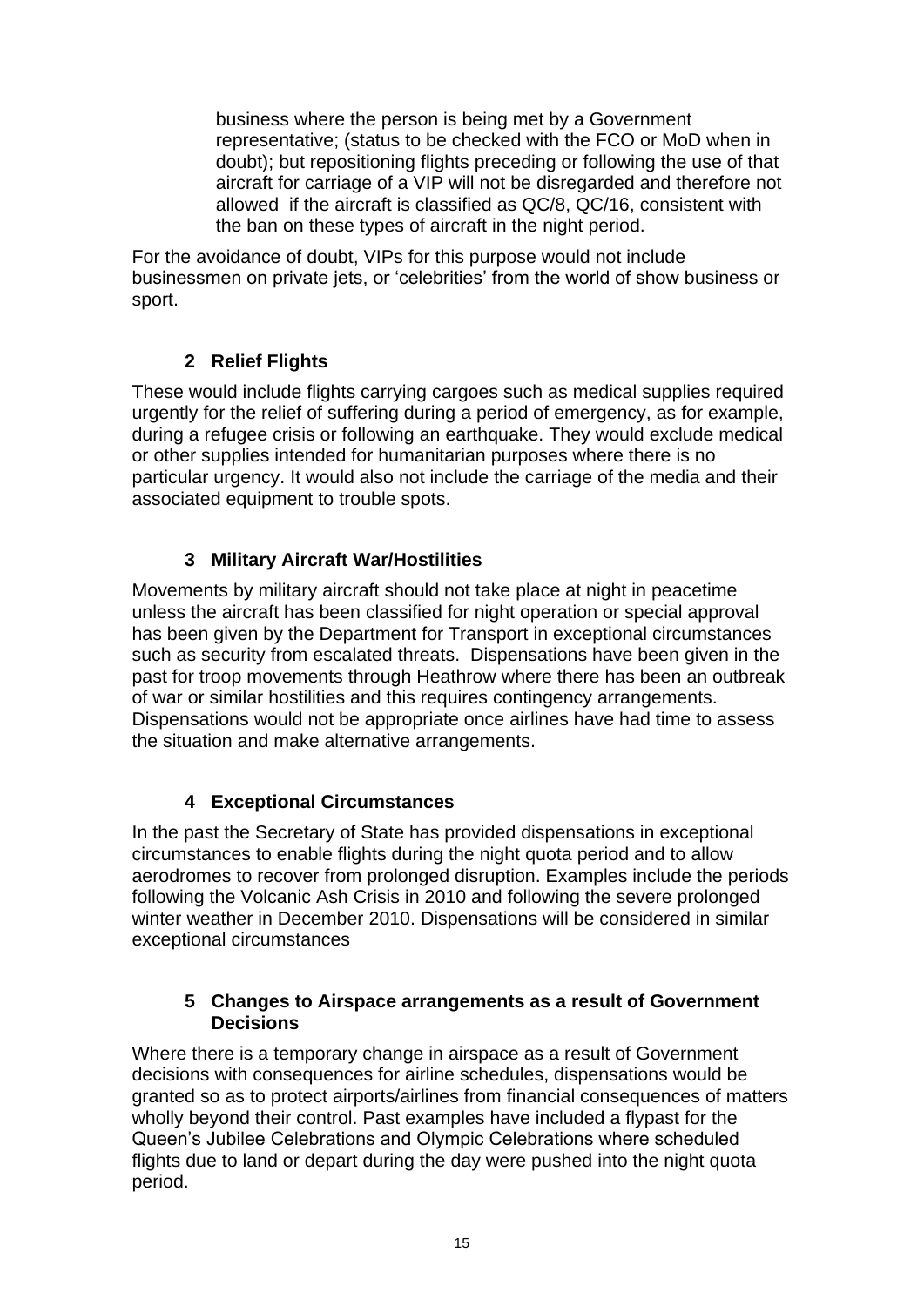business where the person is being met by a Government representative; (status to be checked with the FCO or MoD when in doubt); but repositioning flights preceding or following the use of that aircraft for carriage of a VIP will not be disregarded and therefore not allowed if the aircraft is classified as QC/8, QC/16, consistent with the ban on these types of aircraft in the night period.

For the avoidance of doubt, VIPs for this purpose would not include businessmen on private jets, or 'celebrities' from the world of show business or sport.

### 2 Relief Flights

These would include flights carrying cargoes such as medical supplies required urgently for the relief of suffering during a period of emergency, as for example, during a refugee crisis or following an earthquake. They would exclude medical or other supplies intended for humanitarian purposes where there is no particular urgency. It would also not include the carriage of the media and their associated equipment to trouble spots.

### 3 Military Aircraft War/Hostilities

Movements by military aircraft should not take place at night in peacetime unless the aircraft has been classified for night operation or special approval has been given by the Department for Transport in exceptional circumstances such as security from escalated threats. Dispensations have been given in the past for troop movements through Heathrow where there has been an outbreak of war or similar hostilities and this requires contingency arrangements. Dispensations would not be appropriate once airlines have had time to assess the situation and make alternative arrangements.

### 4 Exceptional Circumstances

In the past the Secretary of State has provided dispensations in exceptional circumstances to enable flights during the night quota period and to allow aerodromes to recover from prolonged disruption. Examples include the periods following the Volcanic Ash Crisis in 2010 and following the severe prolonged winter weather in December 2010. Dispensations will be considered in similar exceptional circumstances

### 5 Changes to Airspace arrangements as a result of Government Decisions

Where there is a temporary change in airspace as a result of Government decisions with consequences for airline schedules, dispensations would be granted so as to protect airports/airlines from financial consequences of matters wholly beyond their control. Past examples have included a flypast for the Queen's Jubilee Celebrations and Olympic Celebrations where scheduled flights due to land or depart during the day were pushed into the night quota period.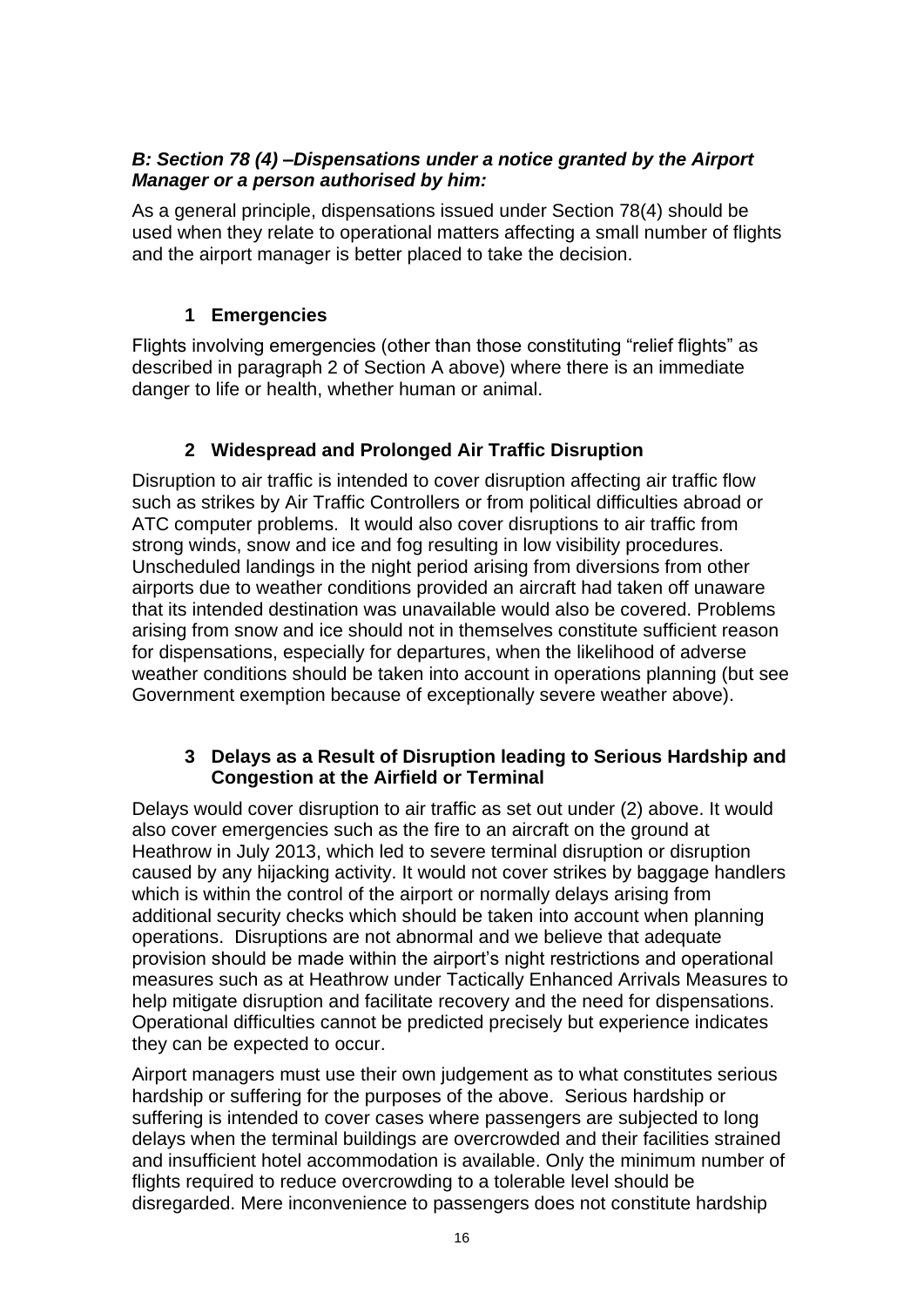### *B: Section 78 (4) –Dispensations under a notice granted by the Airport Manager or a person authorised by him:*

As a general principle, dispensations issued under Section 78(4) should be used when they relate to operational matters affecting a small number of flights and the airport manager is better placed to take the decision.

#### 1 Emergencies

Flights involving emergencies (other than those constituting “relief flights” as described in paragraph 2 of Section A above) where there is an immediate danger to life or health, whether human or animal.

#### 2 Widespread and Prolonged Air Traffic Disruption

Disruption to air traffic is intended to cover disruption affecting air traffic flow such as strikes by Air Traffic Controllers or from political difficulties abroad or ATC computer problems. It would also cover disruptions to air traffic from strong winds, snow and ice and fog resulting in low visibility procedures. Unscheduled landings in the night period arising from diversions from other airports due to weather conditions provided an aircraft had taken off unaware that its intended destination was unavailable would also be covered. Problems arising from snow and ice should not in themselves constitute sufficient reason for dispensations, especially for departures, when the likelihood of adverse weather conditions should be taken into account in operations planning (but see Government exemption because of exceptionally severe weather above).

#### 3 Delays as a Result of Disruption leading to Serious Hardship and Congestion at the Airfield or Terminal

Delays would cover disruption to air traffic as set out under (2) above. It would also cover emergencies such as the fire to an aircraft on the ground at Heathrow in July 2013, which led to severe terminal disruption or disruption caused by any hijacking activity. It would not cover strikes by baggage handlers which is within the control of the airport or normally delays arising from additional security checks which should be taken into account when planning operations. Disruptions are not abnormal and we believe that adequate provision should be made within the airport’s night restrictions and operational measures such as at Heathrow under Tactically Enhanced Arrivals Measures to help mitigate disruption and facilitate recovery and the need for dispensations. Operational difficulties cannot be predicted precisely but experience indicates they can be expected to occur.

Airport managers must use their own judgement as to what constitutes serious hardship or suffering for the purposes of the above. Serious hardship or suffering is intended to cover cases where passengers are subjected to long delays when the terminal buildings are overcrowded and their facilities strained and insufficient hotel accommodation is available. Only the minimum number of flights required to reduce overcrowding to a tolerable level should be disregarded. Mere inconvenience to passengers does not constitute hardship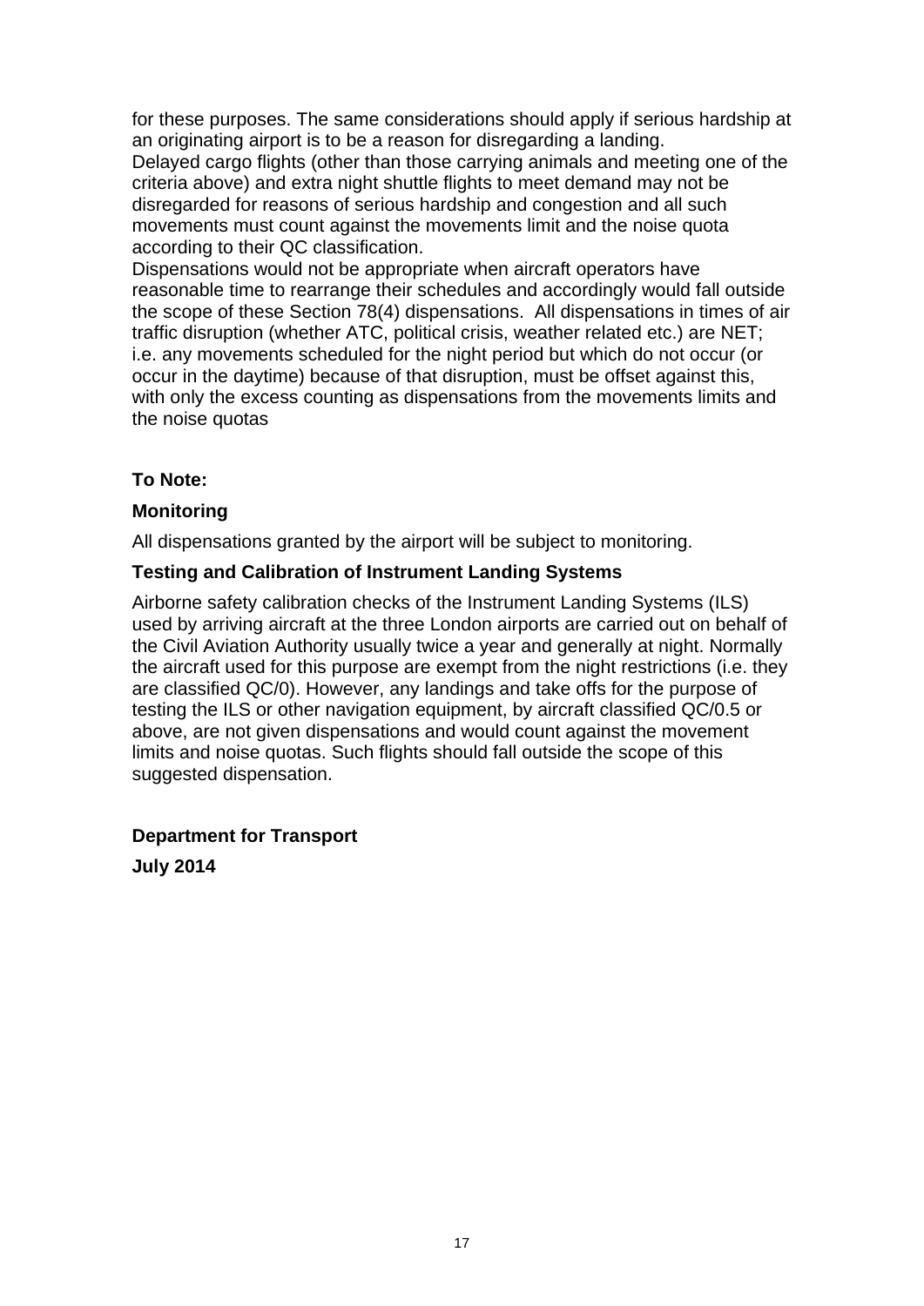for these purposes. The same considerations should apply if serious hardship at an originating airport is to be a reason for disregarding a landing.

Delayed cargo flights (other than those carrying animals and meeting one of the criteria above) and extra night shuttle flights to meet demand may not be disregarded for reasons of serious hardship and congestion and all such movements must count against the movements limit and the noise quota according to their QC classification.

Dispensations would not be appropriate when aircraft operators have reasonable time to rearrange their schedules and accordingly would fall outside the scope of these Section 78(4) dispensations. All dispensations in times of air traffic disruption (whether ATC, political crisis, weather related etc.) are NET; i.e. any movements scheduled for the night period but which do not occur (or occur in the daytime) because of that disruption, must be offset against this, with only the excess counting as dispensations from the movements limits and the noise quotas

**To Note:**

**Monitoring**

All dispensations granted by the airport will be subject to monitoring.

**Testing and Calibration of Instrument Landing Systems**

Airborne safety calibration checks of the Instrument Landing Systems (ILS) used by arriving aircraft at the three London airports are carried out on behalf of the Civil Aviation Authority usually twice a year and generally at night. Normally the aircraft used for this purpose are exempt from the night restrictions (i.e. they are classified QC/0). However, any landings and take offs for the purpose of testing the ILS or other navigation equipment, by aircraft classified QC/0.5 or above, are not given dispensations and would count against the movement limits and noise quotas. Such flights should fall outside the scope of this suggested dispensation.

**Department for Transport**

**July 2014**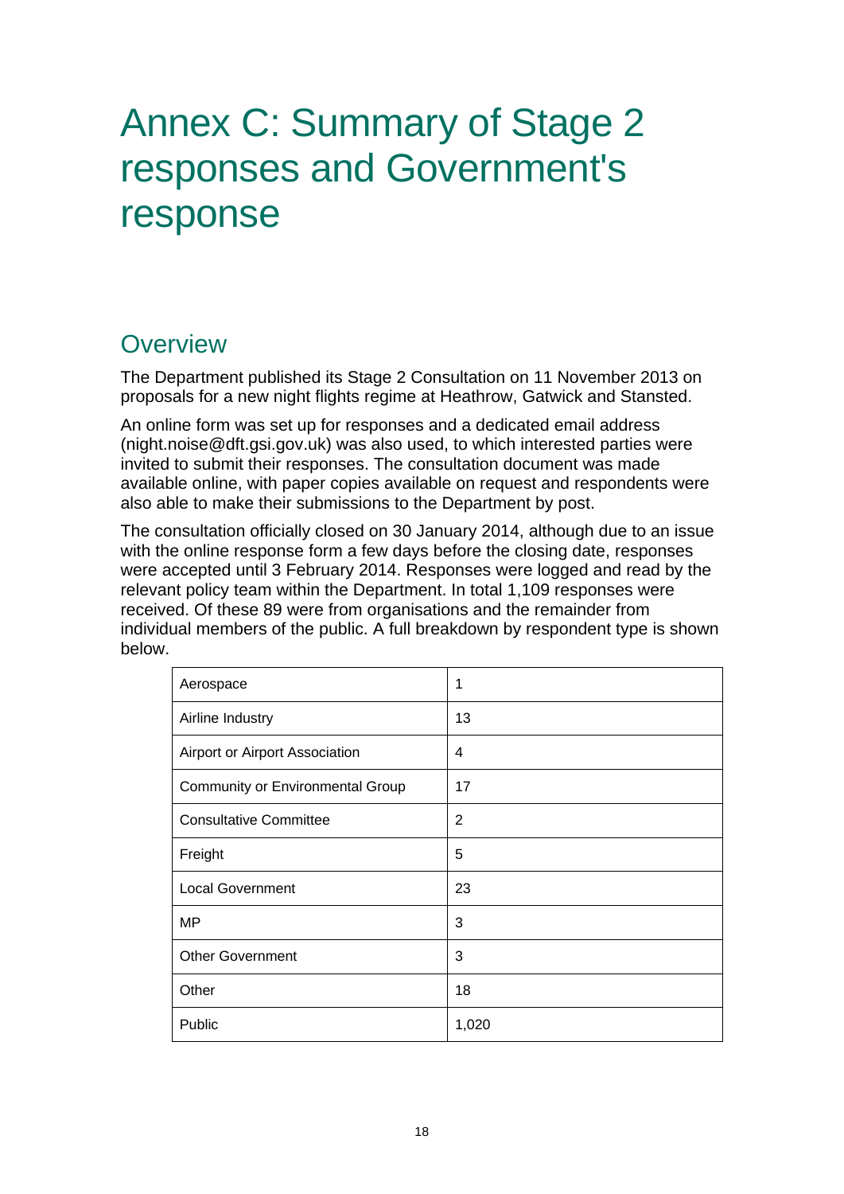# Annex C: Summary of Stage 2 responses and Government's response

## Overview

The Department published its Stage 2 Consultation on 11 November 2013 on proposals for a new night flights regime at Heathrow, Gatwick and Stansted.

An online form was set up for responses and a dedicated email address (night.noise@dft.gsi.gov.uk) was also used, to which interested parties were invited to submit their responses. The consultation document was made available online, with paper copies available on request and respondents were also able to make their submissions to the Department by post.

The consultation officially closed on 30 January 2014, although due to an issue with the online response form a few days before the closing date, responses were accepted until 3 February 2014. Responses were logged and read by the relevant policy team within the Department. In total 1,109 responses were received. Of these 89 were from organisations and the remainder from individual members of the public. A full breakdown by respondent type is shown below.

| Respondent type | Number |
|---|---|
| Aerospace | 1 |
| Airline Industry | 13 |
| Airport or Airport Association | 4 |
| Community or Environmental Group | 17 |
| Consultative Committee | 2 |
| Freight | 5 |
| Local Government | 23 |
| MP | 3 |
| Other Government | 3 |
| Other | 18 |
| Public | 1,020 |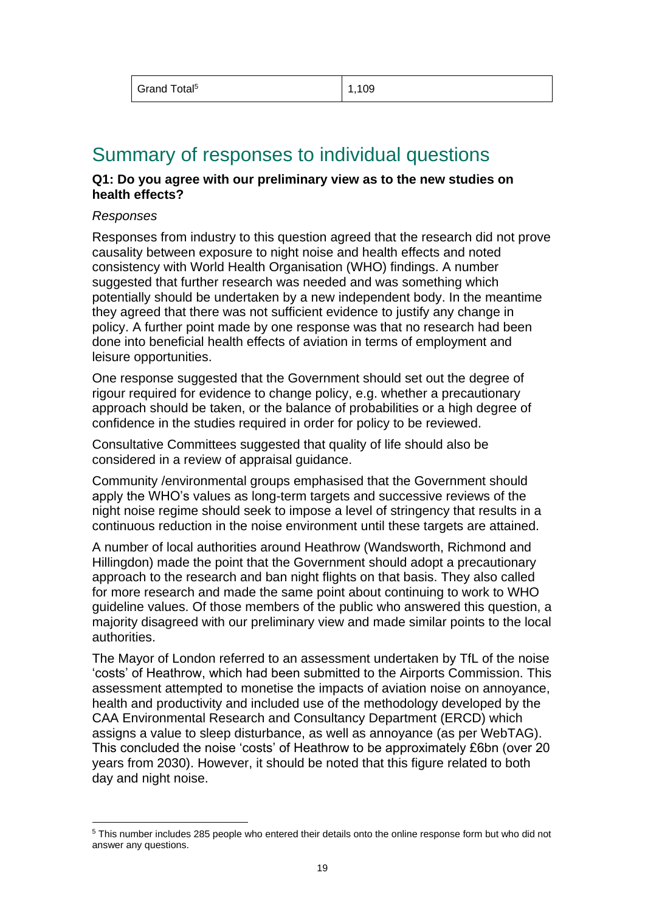| Grand Total[5] | 1,109 |
| --- | --- |

## Summary of responses to individual questions

**Q1: Do you agree with our preliminary view as to the new studies on health effects?**

*Responses*

Responses from industry to this question agreed that the research did not prove causality between exposure to night noise and health effects and noted consistency with World Health Organisation (WHO) findings. A number suggested that further research was needed and was something which potentially should be undertaken by a new independent body. In the meantime they agreed that there was not sufficient evidence to justify any change in policy. A further point made by one response was that no research had been done into beneficial health effects of aviation in terms of employment and leisure opportunities.

One response suggested that the Government should set out the degree of rigour required for evidence to change policy, e.g. whether a precautionary approach should be taken, or the balance of probabilities or a high degree of confidence in the studies required in order for policy to be reviewed.

Consultative Committees suggested that quality of life should also be considered in a review of appraisal guidance.

Community /environmental groups emphasised that the Government should apply the WHO's values as long-term targets and successive reviews of the night noise regime should seek to impose a level of stringency that results in a continuous reduction in the noise environment until these targets are attained.

A number of local authorities around Heathrow (Wandsworth, Richmond and Hillingdon) made the point that the Government should adopt a precautionary approach to the research and ban night flights on that basis. They also called for more research and made the same point about continuing to work to WHO guideline values. Of those members of the public who answered this question, a majority disagreed with our preliminary view and made similar points to the local authorities.

The Mayor of London referred to an assessment undertaken by TfL of the noise 'costs' of Heathrow, which had been submitted to the Airports Commission. This assessment attempted to monetise the impacts of aviation noise on annoyance, health and productivity and included use of the methodology developed by the CAA Environmental Research and Consultancy Department (ERCD) which assigns a value to sleep disturbance, as well as annoyance (as per WebTAG). This concluded the noise 'costs' of Heathrow to be approximately £6bn (over 20 years from 2030). However, it should be noted that this figure related to both day and night noise.

[5] This number includes 285 people who entered their details onto the online response form but who did not answer any questions.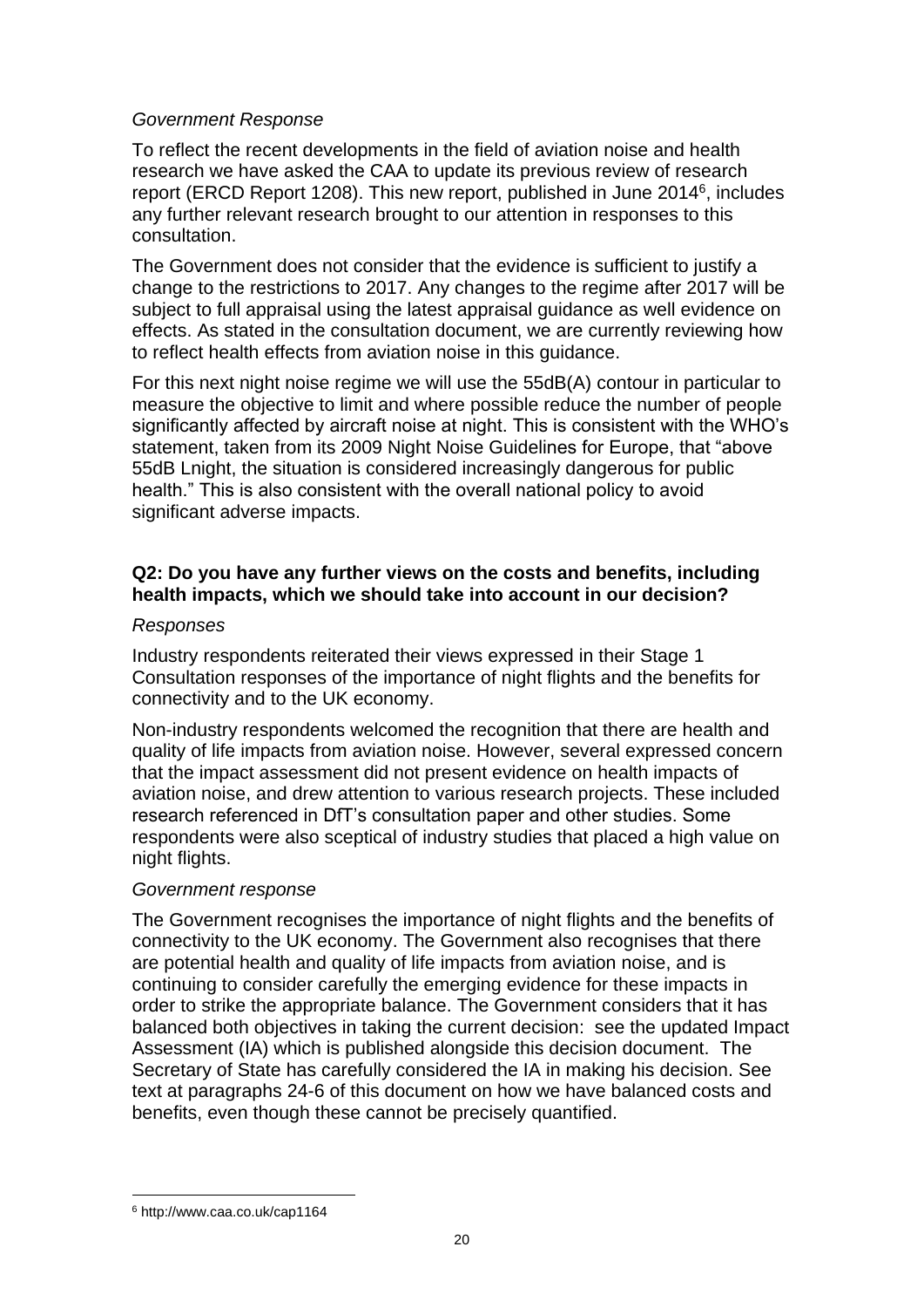*Government Response*

To reflect the recent developments in the field of aviation noise and health research we have asked the CAA to update its previous review of research report (ERCD Report 1208). This new report, published in June 2014[6], includes any further relevant research brought to our attention in responses to this consultation.

The Government does not consider that the evidence is sufficient to justify a change to the restrictions to 2017. Any changes to the regime after 2017 will be subject to full appraisal using the latest appraisal guidance as well evidence on effects. As stated in the consultation document, we are currently reviewing how to reflect health effects from aviation noise in this guidance.

For this next night noise regime we will use the 55dB(A) contour in particular to measure the objective to limit and where possible reduce the number of people significantly affected by aircraft noise at night. This is consistent with the WHO's statement, taken from its 2009 Night Noise Guidelines for Europe, that "above 55dB Lnight, the situation is considered increasingly dangerous for public health." This is also consistent with the overall national policy to avoid significant adverse impacts.

**Q2: Do you have any further views on the costs and benefits, including health impacts, which we should take into account in our decision?**

*Responses*

Industry respondents reiterated their views expressed in their Stage 1 Consultation responses of the importance of night flights and the benefits for connectivity and to the UK economy.

Non-industry respondents welcomed the recognition that there are health and quality of life impacts from aviation noise. However, several expressed concern that the impact assessment did not present evidence on health impacts of aviation noise, and drew attention to various research projects. These included research referenced in DfT's consultation paper and other studies. Some respondents were also sceptical of industry studies that placed a high value on night flights.

*Government response*

The Government recognises the importance of night flights and the benefits of connectivity to the UK economy. The Government also recognises that there are potential health and quality of life impacts from aviation noise, and is continuing to consider carefully the emerging evidence for these impacts in order to strike the appropriate balance. The Government considers that it has balanced both objectives in taking the current decision: see the updated Impact Assessment (IA) which is published alongside this decision document. The Secretary of State has carefully considered the IA in making his decision. See text at paragraphs 24-6 of this document on how we have balanced costs and benefits, even though these cannot be precisely quantified.

---

[6] http://www.caa.co.uk/cap1164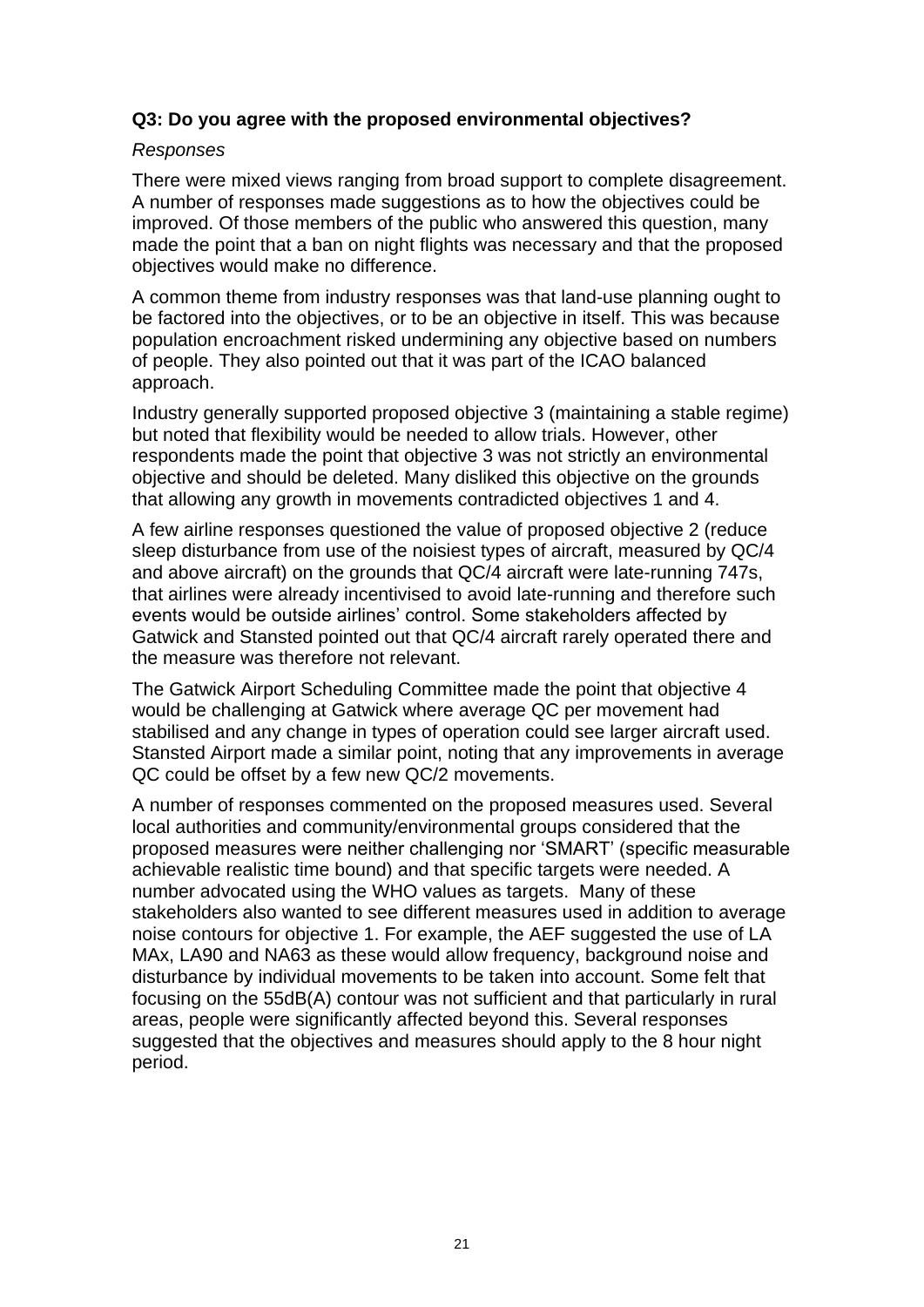**Q3: Do you agree with the proposed environmental objectives?**

*Responses*

There were mixed views ranging from broad support to complete disagreement. A number of responses made suggestions as to how the objectives could be improved. Of those members of the public who answered this question, many made the point that a ban on night flights was necessary and that the proposed objectives would make no difference.

A common theme from industry responses was that land-use planning ought to be factored into the objectives, or to be an objective in itself. This was because population encroachment risked undermining any objective based on numbers of people. They also pointed out that it was part of the ICAO balanced approach.

Industry generally supported proposed objective 3 (maintaining a stable regime) but noted that flexibility would be needed to allow trials. However, other respondents made the point that objective 3 was not strictly an environmental objective and should be deleted. Many disliked this objective on the grounds that allowing any growth in movements contradicted objectives 1 and 4.

A few airline responses questioned the value of proposed objective 2 (reduce sleep disturbance from use of the noisiest types of aircraft, measured by QC/4 and above aircraft) on the grounds that QC/4 aircraft were late-running 747s, that airlines were already incentivised to avoid late-running and therefore such events would be outside airlines' control. Some stakeholders affected by Gatwick and Stansted pointed out that QC/4 aircraft rarely operated there and the measure was therefore not relevant.

The Gatwick Airport Scheduling Committee made the point that objective 4 would be challenging at Gatwick where average QC per movement had stabilised and any change in types of operation could see larger aircraft used. Stansted Airport made a similar point, noting that any improvements in average QC could be offset by a few new QC/2 movements.

A number of responses commented on the proposed measures used. Several local authorities and community/environmental groups considered that the proposed measures were neither challenging nor 'SMART' (specific measurable achievable realistic time bound) and that specific targets were needed. A number advocated using the WHO values as targets. Many of these stakeholders also wanted to see different measures used in addition to average noise contours for objective 1. For example, the AEF suggested the use of LA MAx, LA90 and NA63 as these would allow frequency, background noise and disturbance by individual movements to be taken into account. Some felt that focusing on the 55dB(A) contour was not sufficient and that particularly in rural areas, people were significantly affected beyond this. Several responses suggested that the objectives and measures should apply to the 8 hour night period.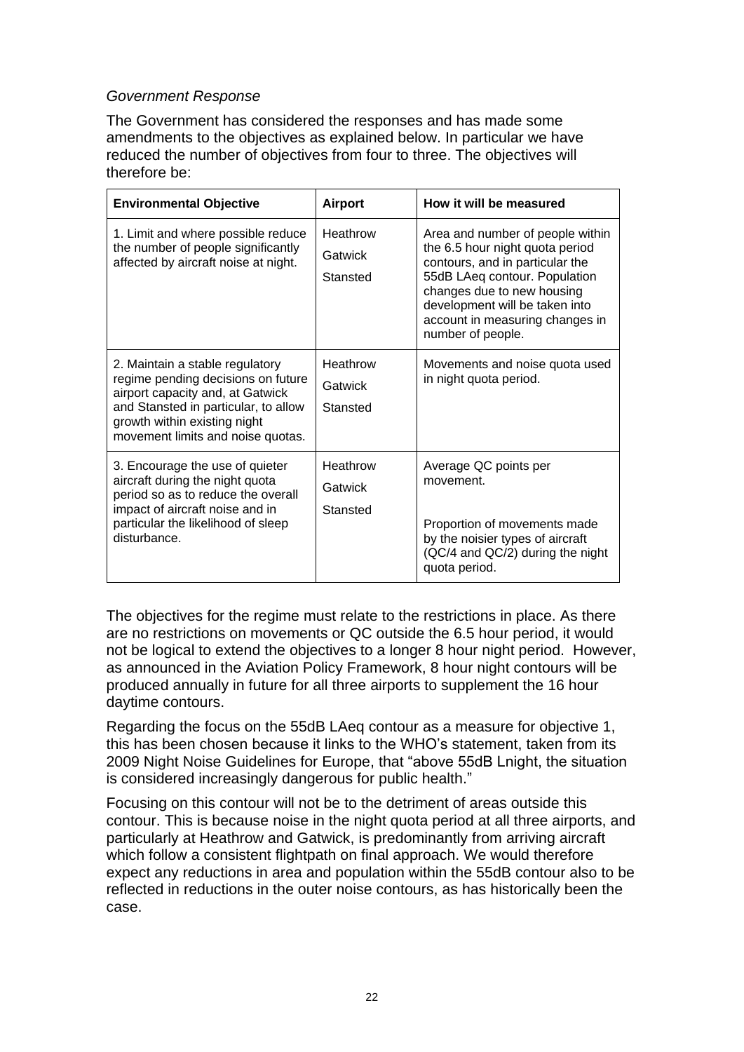*Government Response*

The Government has considered the responses and has made some amendments to the objectives as explained below. In particular we have reduced the number of objectives from four to three. The objectives will therefore be:

| Environmental Objective | Airport | How it will be measured |
| --- | --- | --- |
| 1. Limit and where possible reduce the number of people significantly affected by aircraft noise at night. | Heathrow<br>Gatwick<br>Stansted | Area and number of people within the 6.5 hour night quota period contours, and in particular the 55dB LAeq contour. Population changes due to new housing development will be taken into account in measuring changes in number of people. |
| 2. Maintain a stable regulatory regime pending decisions on future airport capacity and, at Gatwick and Stansted in particular, to allow growth within existing night movement limits and noise quotas. | Heathrow<br>Gatwick<br>Stansted | Movements and noise quota used in night quota period. |
| 3. Encourage the use of quieter aircraft during the night quota period so as to reduce the overall impact of aircraft noise and in particular the likelihood of sleep disturbance. | Heathrow<br>Gatwick<br>Stansted | Average QC points per movement.<br><br>Proportion of movements made by the noisier types of aircraft (QC/4 and QC/2) during the night quota period. |

The objectives for the regime must relate to the restrictions in place. As there are no restrictions on movements or QC outside the 6.5 hour period, it would not be logical to extend the objectives to a longer 8 hour night period. However, as announced in the Aviation Policy Framework, 8 hour night contours will be produced annually in future for all three airports to supplement the 16 hour daytime contours.

Regarding the focus on the 55dB LAeq contour as a measure for objective 1, this has been chosen because it links to the WHO's statement, taken from its 2009 Night Noise Guidelines for Europe, that "above 55dB Lnight, the situation is considered increasingly dangerous for public health."

Focusing on this contour will not be to the detriment of areas outside this contour. This is because noise in the night quota period at all three airports, and particularly at Heathrow and Gatwick, is predominantly from arriving aircraft which follow a consistent flightpath on final approach. We would therefore expect any reductions in area and population within the 55dB contour also to be reflected in reductions in the outer noise contours, as has historically been the case.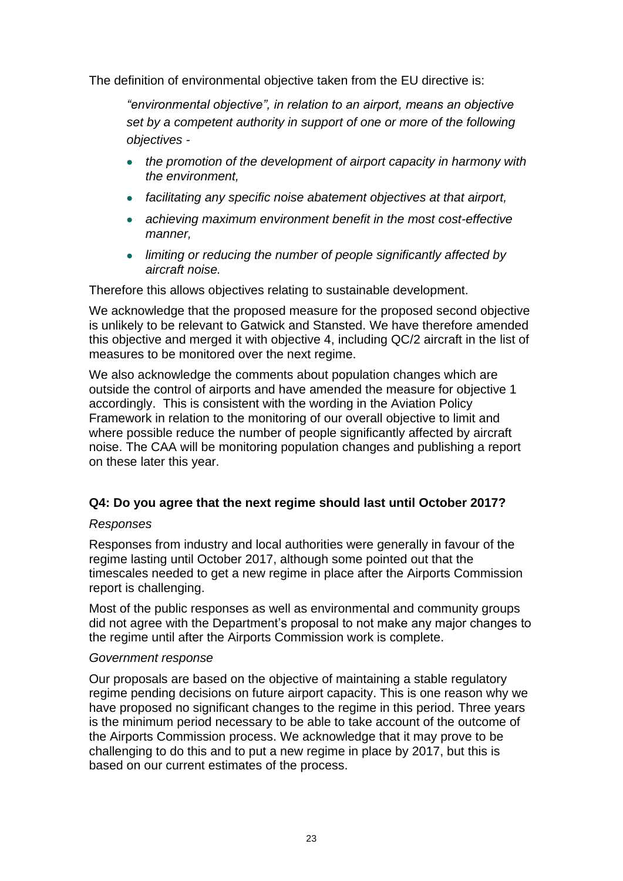The definition of environmental objective taken from the EU directive is:

> *"environmental objective", in relation to an airport, means an objective set by a competent authority in support of one or more of the following objectives -*
>
> - *the promotion of the development of airport capacity in harmony with the environment,*
> - *facilitating any specific noise abatement objectives at that airport,*
> - *achieving maximum environment benefit in the most cost-effective manner,*
> - *limiting or reducing the number of people significantly affected by aircraft noise.*

Therefore this allows objectives relating to sustainable development.

We acknowledge that the proposed measure for the proposed second objective is unlikely to be relevant to Gatwick and Stansted. We have therefore amended this objective and merged it with objective 4, including QC/2 aircraft in the list of measures to be monitored over the next regime.

We also acknowledge the comments about population changes which are outside the control of airports and have amended the measure for objective 1 accordingly. This is consistent with the wording in the Aviation Policy Framework in relation to the monitoring of our overall objective to limit and where possible reduce the number of people significantly affected by aircraft noise. The CAA will be monitoring population changes and publishing a report on these later this year.

### Q4: Do you agree that the next regime should last until October 2017?

*Responses*

Responses from industry and local authorities were generally in favour of the regime lasting until October 2017, although some pointed out that the timescales needed to get a new regime in place after the Airports Commission report is challenging.

Most of the public responses as well as environmental and community groups did not agree with the Department's proposal to not make any major changes to the regime until after the Airports Commission work is complete.

*Government response*

Our proposals are based on the objective of maintaining a stable regulatory regime pending decisions on future airport capacity. This is one reason why we have proposed no significant changes to the regime in this period. Three years is the minimum period necessary to be able to take account of the outcome of the Airports Commission process. We acknowledge that it may prove to be challenging to do this and to put a new regime in place by 2017, but this is based on our current estimates of the process.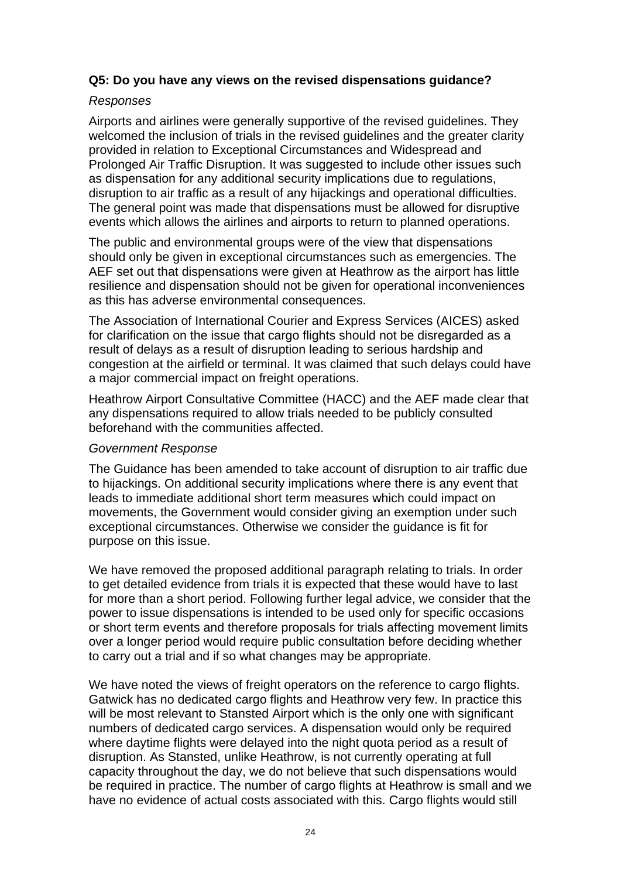**Q5: Do you have any views on the revised dispensations guidance?**

*Responses*

Airports and airlines were generally supportive of the revised guidelines. They welcomed the inclusion of trials in the revised guidelines and the greater clarity provided in relation to Exceptional Circumstances and Widespread and Prolonged Air Traffic Disruption. It was suggested to include other issues such as dispensation for any additional security implications due to regulations, disruption to air traffic as a result of any hijackings and operational difficulties. The general point was made that dispensations must be allowed for disruptive events which allows the airlines and airports to return to planned operations.

The public and environmental groups were of the view that dispensations should only be given in exceptional circumstances such as emergencies. The AEF set out that dispensations were given at Heathrow as the airport has little resilience and dispensation should not be given for operational inconveniences as this has adverse environmental consequences.

The Association of International Courier and Express Services (AICES) asked for clarification on the issue that cargo flights should not be disregarded as a result of delays as a result of disruption leading to serious hardship and congestion at the airfield or terminal. It was claimed that such delays could have a major commercial impact on freight operations.

Heathrow Airport Consultative Committee (HACC) and the AEF made clear that any dispensations required to allow trials needed to be publicly consulted beforehand with the communities affected.

*Government Response*

The Guidance has been amended to take account of disruption to air traffic due to hijackings. On additional security implications where there is any event that leads to immediate additional short term measures which could impact on movements, the Government would consider giving an exemption under such exceptional circumstances. Otherwise we consider the guidance is fit for purpose on this issue.

We have removed the proposed additional paragraph relating to trials. In order to get detailed evidence from trials it is expected that these would have to last for more than a short period. Following further legal advice, we consider that the power to issue dispensations is intended to be used only for specific occasions or short term events and therefore proposals for trials affecting movement limits over a longer period would require public consultation before deciding whether to carry out a trial and if so what changes may be appropriate.

We have noted the views of freight operators on the reference to cargo flights. Gatwick has no dedicated cargo flights and Heathrow very few. In practice this will be most relevant to Stansted Airport which is the only one with significant numbers of dedicated cargo services. A dispensation would only be required where daytime flights were delayed into the night quota period as a result of disruption. As Stansted, unlike Heathrow, is not currently operating at full capacity throughout the day, we do not believe that such dispensations would be required in practice. The number of cargo flights at Heathrow is small and we have no evidence of actual costs associated with this. Cargo flights would still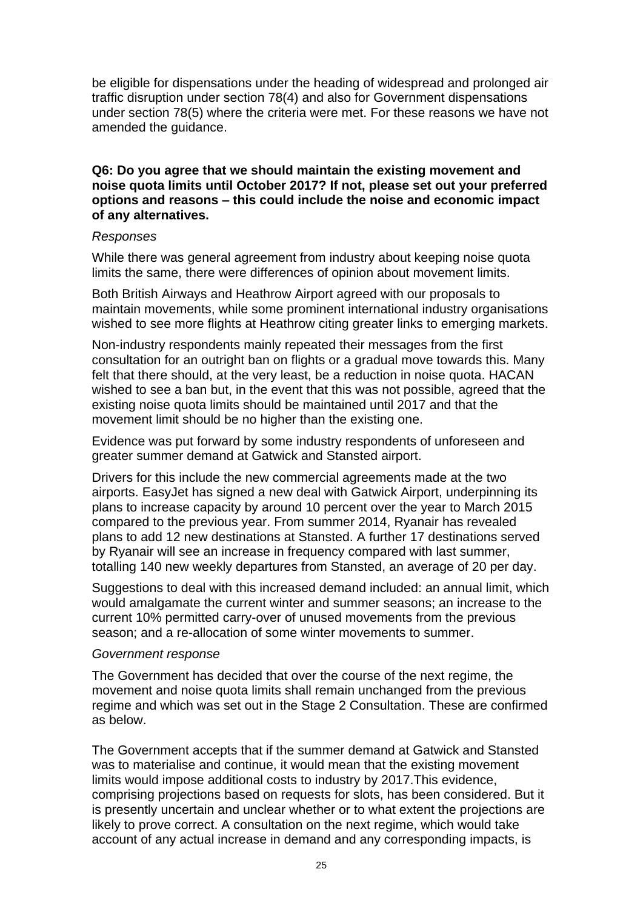be eligible for dispensations under the heading of widespread and prolonged air traffic disruption under section 78(4) and also for Government dispensations under section 78(5) where the criteria were met. For these reasons we have not amended the guidance.

**Q6: Do you agree that we should maintain the existing movement and noise quota limits until October 2017? If not, please set out your preferred options and reasons – this could include the noise and economic impact of any alternatives.**

*Responses*

While there was general agreement from industry about keeping noise quota limits the same, there were differences of opinion about movement limits.

Both British Airways and Heathrow Airport agreed with our proposals to maintain movements, while some prominent international industry organisations wished to see more flights at Heathrow citing greater links to emerging markets.

Non-industry respondents mainly repeated their messages from the first consultation for an outright ban on flights or a gradual move towards this. Many felt that there should, at the very least, be a reduction in noise quota. HACAN wished to see a ban but, in the event that this was not possible, agreed that the existing noise quota limits should be maintained until 2017 and that the movement limit should be no higher than the existing one.

Evidence was put forward by some industry respondents of unforeseen and greater summer demand at Gatwick and Stansted airport.

Drivers for this include the new commercial agreements made at the two airports. EasyJet has signed a new deal with Gatwick Airport, underpinning its plans to increase capacity by around 10 percent over the year to March 2015 compared to the previous year. From summer 2014, Ryanair has revealed plans to add 12 new destinations at Stansted. A further 17 destinations served by Ryanair will see an increase in frequency compared with last summer, totalling 140 new weekly departures from Stansted, an average of 20 per day.

Suggestions to deal with this increased demand included: an annual limit, which would amalgamate the current winter and summer seasons; an increase to the current 10% permitted carry-over of unused movements from the previous season; and a re-allocation of some winter movements to summer.

*Government response*

The Government has decided that over the course of the next regime, the movement and noise quota limits shall remain unchanged from the previous regime and which was set out in the Stage 2 Consultation. These are confirmed as below.

The Government accepts that if the summer demand at Gatwick and Stansted was to materialise and continue, it would mean that the existing movement limits would impose additional costs to industry by 2017.This evidence, comprising projections based on requests for slots, has been considered. But it is presently uncertain and unclear whether or to what extent the projections are likely to prove correct. A consultation on the next regime, which would take account of any actual increase in demand and any corresponding impacts, is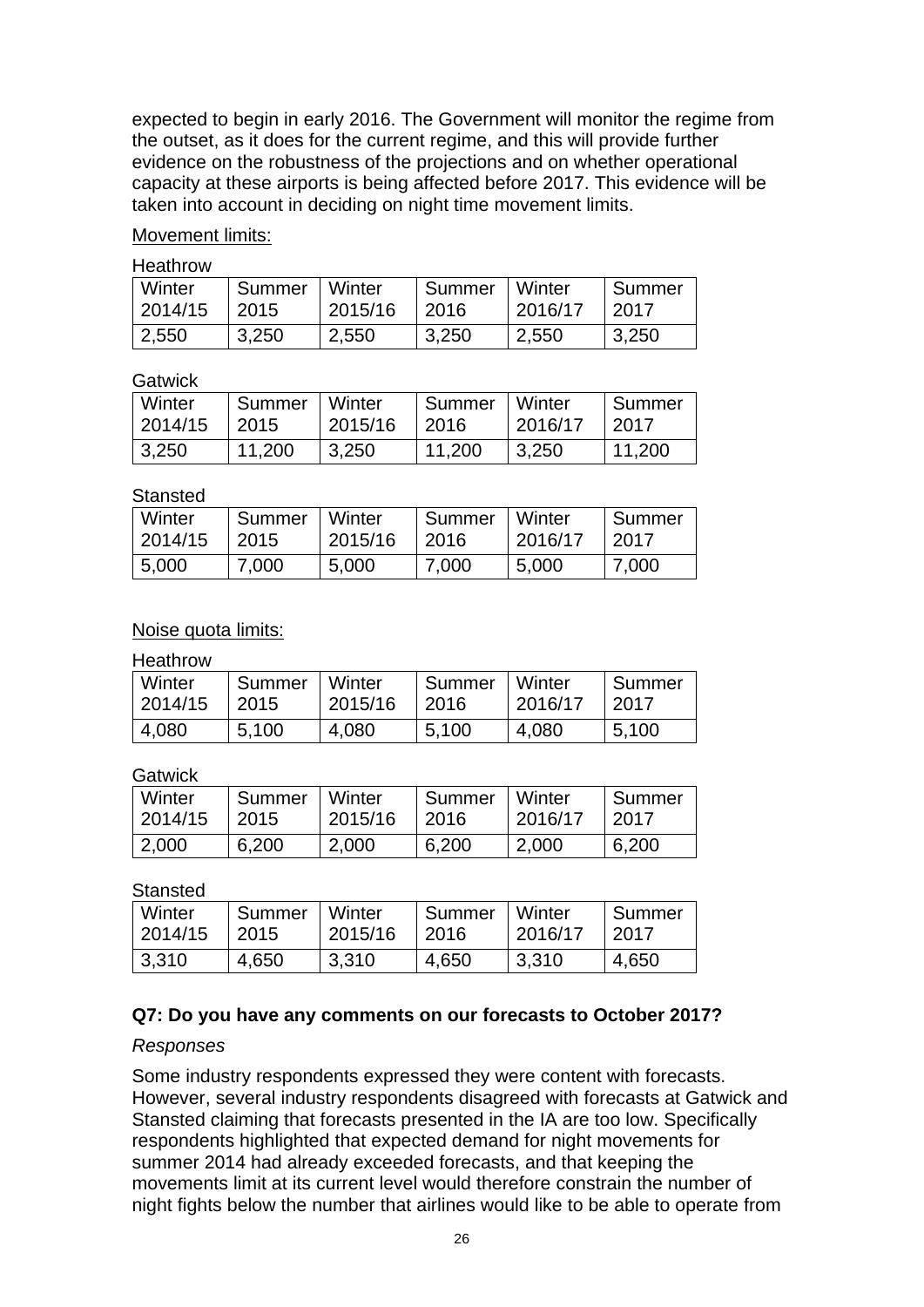expected to begin in early 2016. The Government will monitor the regime from the outset, as it does for the current regime, and this will provide further evidence on the robustness of the projections and on whether operational capacity at these airports is being affected before 2017. This evidence will be taken into account in deciding on night time movement limits.

Movement limits:

Heathrow

| Winter 2014/15 | Summer 2015 | Winter 2015/16 | Summer 2016 | Winter 2016/17 | Summer 2017 |
|---|---|---|---|---|---|
| 2,550 | 3,250 | 2,550 | 3,250 | 2,550 | 3,250 |

Gatwick

| Winter 2014/15 | Summer 2015 | Winter 2015/16 | Summer 2016 | Winter 2016/17 | Summer 2017 |
|---|---|---|---|---|---|
| 3,250 | 11,200 | 3,250 | 11,200 | 3,250 | 11,200 |

Stansted

| Winter 2014/15 | Summer 2015 | Winter 2015/16 | Summer 2016 | Winter 2016/17 | Summer 2017 |
|---|---|---|---|---|---|
| 5,000 | 7,000 | 5,000 | 7,000 | 5,000 | 7,000 |

Noise quota limits:

Heathrow

| Winter 2014/15 | Summer 2015 | Winter 2015/16 | Summer 2016 | Winter 2016/17 | Summer 2017 |
|---|---|---|---|---|---|
| 4,080 | 5,100 | 4,080 | 5,100 | 4,080 | 5,100 |

Gatwick

| Winter 2014/15 | Summer 2015 | Winter 2015/16 | Summer 2016 | Winter 2016/17 | Summer 2017 |
|---|---|---|---|---|---|
| 2,000 | 6,200 | 2,000 | 6,200 | 2,000 | 6,200 |

Stansted

| Winter 2014/15 | Summer 2015 | Winter 2015/16 | Summer 2016 | Winter 2016/17 | Summer 2017 |
|---|---|---|---|---|---|
| 3,310 | 4,650 | 3,310 | 4,650 | 3,310 | 4,650 |

### Q7: Do you have any comments on our forecasts to October 2017?

*Responses*

Some industry respondents expressed they were content with forecasts. However, several industry respondents disagreed with forecasts at Gatwick and Stansted claiming that forecasts presented in the IA are too low. Specifically respondents highlighted that expected demand for night movements for summer 2014 had already exceeded forecasts, and that keeping the movements limit at its current level would therefore constrain the number of night fights below the number that airlines would like to be able to operate from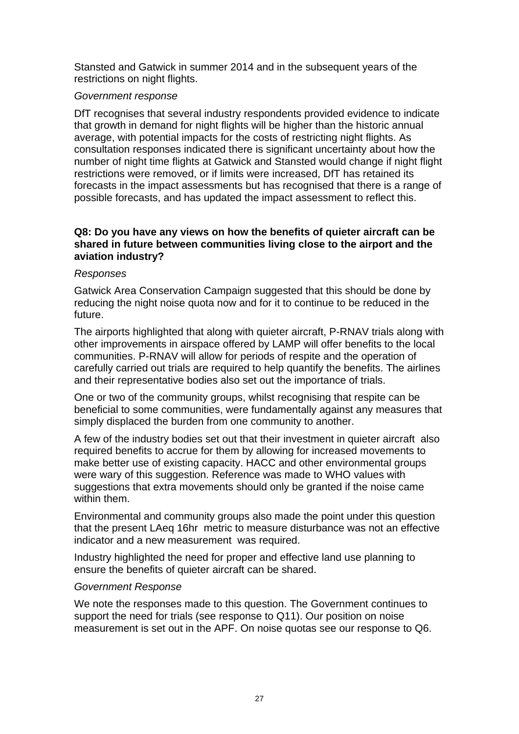Stansted and Gatwick in summer 2014 and in the subsequent years of the restrictions on night flights.

*Government response*

DfT recognises that several industry respondents provided evidence to indicate that growth in demand for night flights will be higher than the historic annual average, with potential impacts for the costs of restricting night flights. As consultation responses indicated there is significant uncertainty about how the number of night time flights at Gatwick and Stansted would change if night flight restrictions were removed, or if limits were increased, DfT has retained its forecasts in the impact assessments but has recognised that there is a range of possible forecasts, and has updated the impact assessment to reflect this.

**Q8: Do you have any views on how the benefits of quieter aircraft can be shared in future between communities living close to the airport and the aviation industry?**

*Responses*

Gatwick Area Conservation Campaign suggested that this should be done by reducing the night noise quota now and for it to continue to be reduced in the future.

The airports highlighted that along with quieter aircraft, P-RNAV trials along with other improvements in airspace offered by LAMP will offer benefits to the local communities. P-RNAV will allow for periods of respite and the operation of carefully carried out trials are required to help quantify the benefits. The airlines and their representative bodies also set out the importance of trials.

One or two of the community groups, whilst recognising that respite can be beneficial to some communities, were fundamentally against any measures that simply displaced the burden from one community to another.

A few of the industry bodies set out that their investment in quieter aircraft also required benefits to accrue for them by allowing for increased movements to make better use of existing capacity. HACC and other environmental groups were wary of this suggestion. Reference was made to WHO values with suggestions that extra movements should only be granted if the noise came within them.

Environmental and community groups also made the point under this question that the present LAeq 16hr metric to measure disturbance was not an effective indicator and a new measurement was required.

Industry highlighted the need for proper and effective land use planning to ensure the benefits of quieter aircraft can be shared.

*Government Response*

We note the responses made to this question. The Government continues to support the need for trials (see response to Q11). Our position on noise measurement is set out in the APF. On noise quotas see our response to Q6.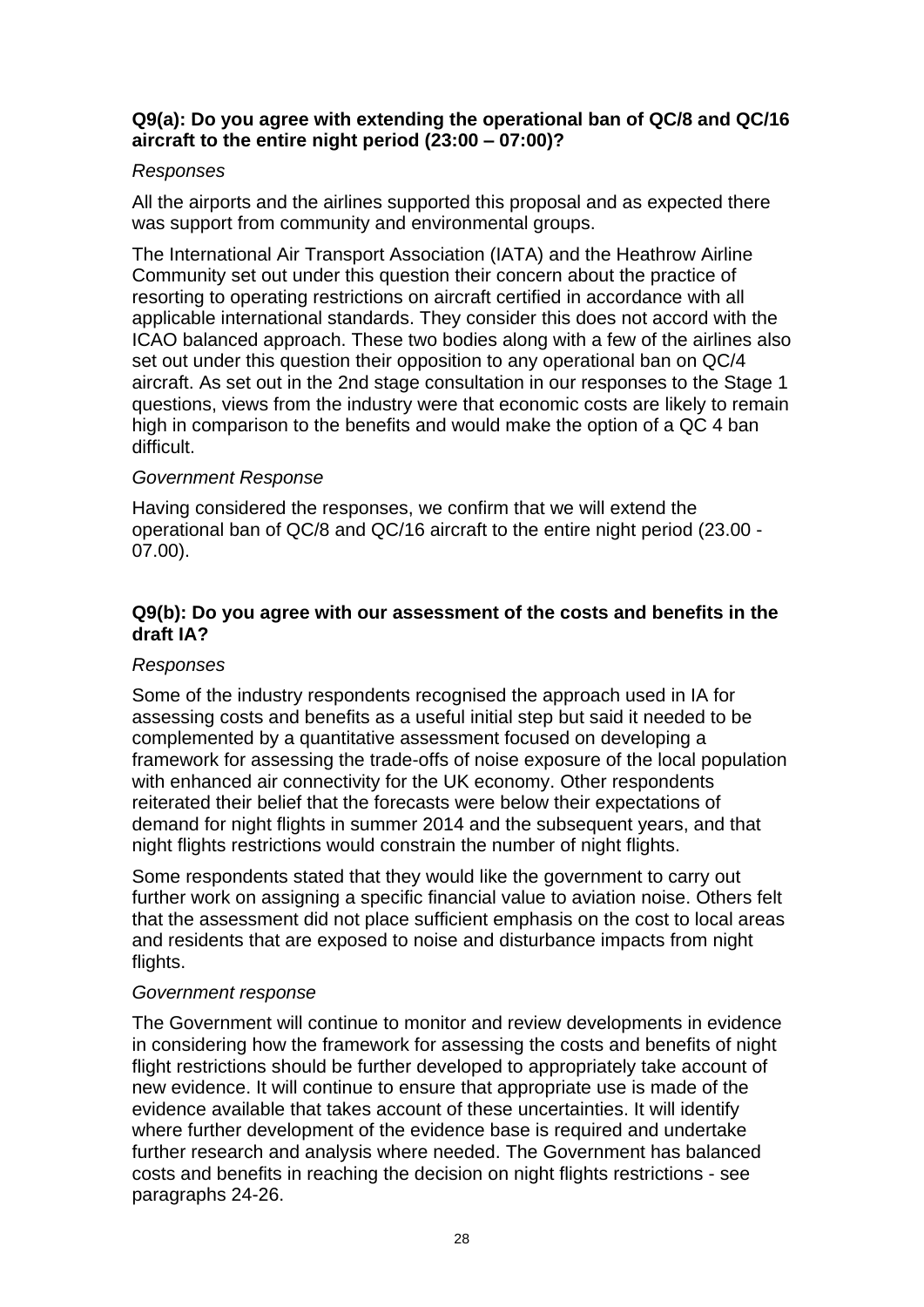**Q9(a): Do you agree with extending the operational ban of QC/8 and QC/16 aircraft to the entire night period (23:00 – 07:00)?**

*Responses*

All the airports and the airlines supported this proposal and as expected there was support from community and environmental groups.

The International Air Transport Association (IATA) and the Heathrow Airline Community set out under this question their concern about the practice of resorting to operating restrictions on aircraft certified in accordance with all applicable international standards. They consider this does not accord with the ICAO balanced approach. These two bodies along with a few of the airlines also set out under this question their opposition to any operational ban on QC/4 aircraft. As set out in the 2nd stage consultation in our responses to the Stage 1 questions, views from the industry were that economic costs are likely to remain high in comparison to the benefits and would make the option of a QC 4 ban difficult.

*Government Response*

Having considered the responses, we confirm that we will extend the operational ban of QC/8 and QC/16 aircraft to the entire night period (23.00 - 07.00).

**Q9(b): Do you agree with our assessment of the costs and benefits in the draft IA?**

*Responses*

Some of the industry respondents recognised the approach used in IA for assessing costs and benefits as a useful initial step but said it needed to be complemented by a quantitative assessment focused on developing a framework for assessing the trade-offs of noise exposure of the local population with enhanced air connectivity for the UK economy. Other respondents reiterated their belief that the forecasts were below their expectations of demand for night flights in summer 2014 and the subsequent years, and that night flights restrictions would constrain the number of night flights.

Some respondents stated that they would like the government to carry out further work on assigning a specific financial value to aviation noise. Others felt that the assessment did not place sufficient emphasis on the cost to local areas and residents that are exposed to noise and disturbance impacts from night flights.

*Government response*

The Government will continue to monitor and review developments in evidence in considering how the framework for assessing the costs and benefits of night flight restrictions should be further developed to appropriately take account of new evidence. It will continue to ensure that appropriate use is made of the evidence available that takes account of these uncertainties. It will identify where further development of the evidence base is required and undertake further research and analysis where needed. The Government has balanced costs and benefits in reaching the decision on night flights restrictions - see paragraphs 24-26.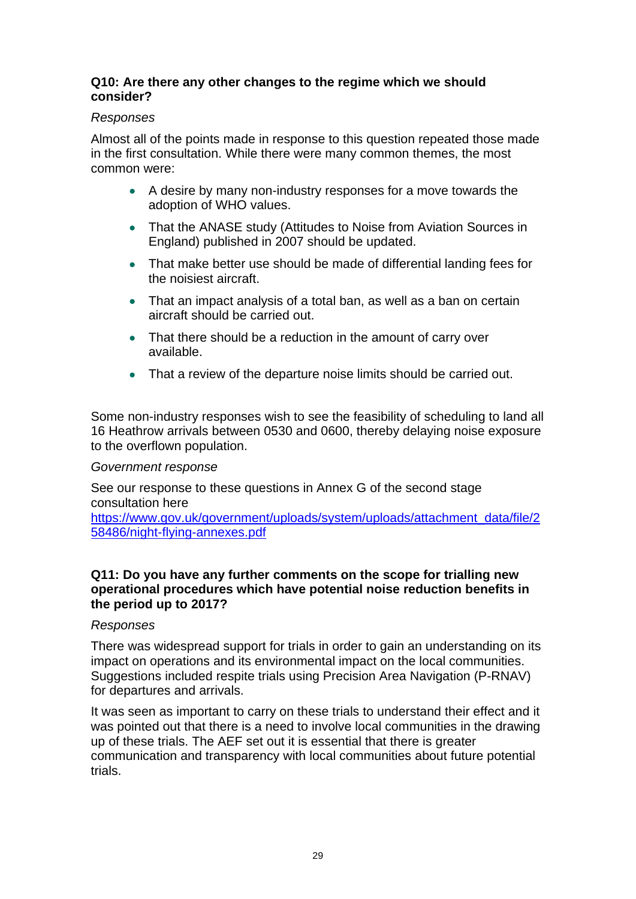**Q10: Are there any other changes to the regime which we should consider?**

*Responses*

Almost all of the points made in response to this question repeated those made in the first consultation. While there were many common themes, the most common were:

- A desire by many non-industry responses for a move towards the adoption of WHO values.
- That the ANASE study (Attitudes to Noise from Aviation Sources in England) published in 2007 should be updated.
- That make better use should be made of differential landing fees for the noisiest aircraft.
- That an impact analysis of a total ban, as well as a ban on certain aircraft should be carried out.
- That there should be a reduction in the amount of carry over available.
- That a review of the departure noise limits should be carried out.

Some non-industry responses wish to see the feasibility of scheduling to land all 16 Heathrow arrivals between 0530 and 0600, thereby delaying noise exposure to the overflown population.

*Government response*

See our response to these questions in Annex G of the second stage consultation here [https://www.gov.uk/government/uploads/system/uploads/attachment_data/file/258486/night-flying-annexes.pdf](https://www.gov.uk/government/uploads/system/uploads/attachment_data/file/258486/night-flying-annexes.pdf)

**Q11: Do you have any further comments on the scope for trialling new operational procedures which have potential noise reduction benefits in the period up to 2017?**

*Responses*

There was widespread support for trials in order to gain an understanding on its impact on operations and its environmental impact on the local communities. Suggestions included respite trials using Precision Area Navigation (P-RNAV) for departures and arrivals.

It was seen as important to carry on these trials to understand their effect and it was pointed out that there is a need to involve local communities in the drawing up of these trials. The AEF set out it is essential that there is greater communication and transparency with local communities about future potential trials.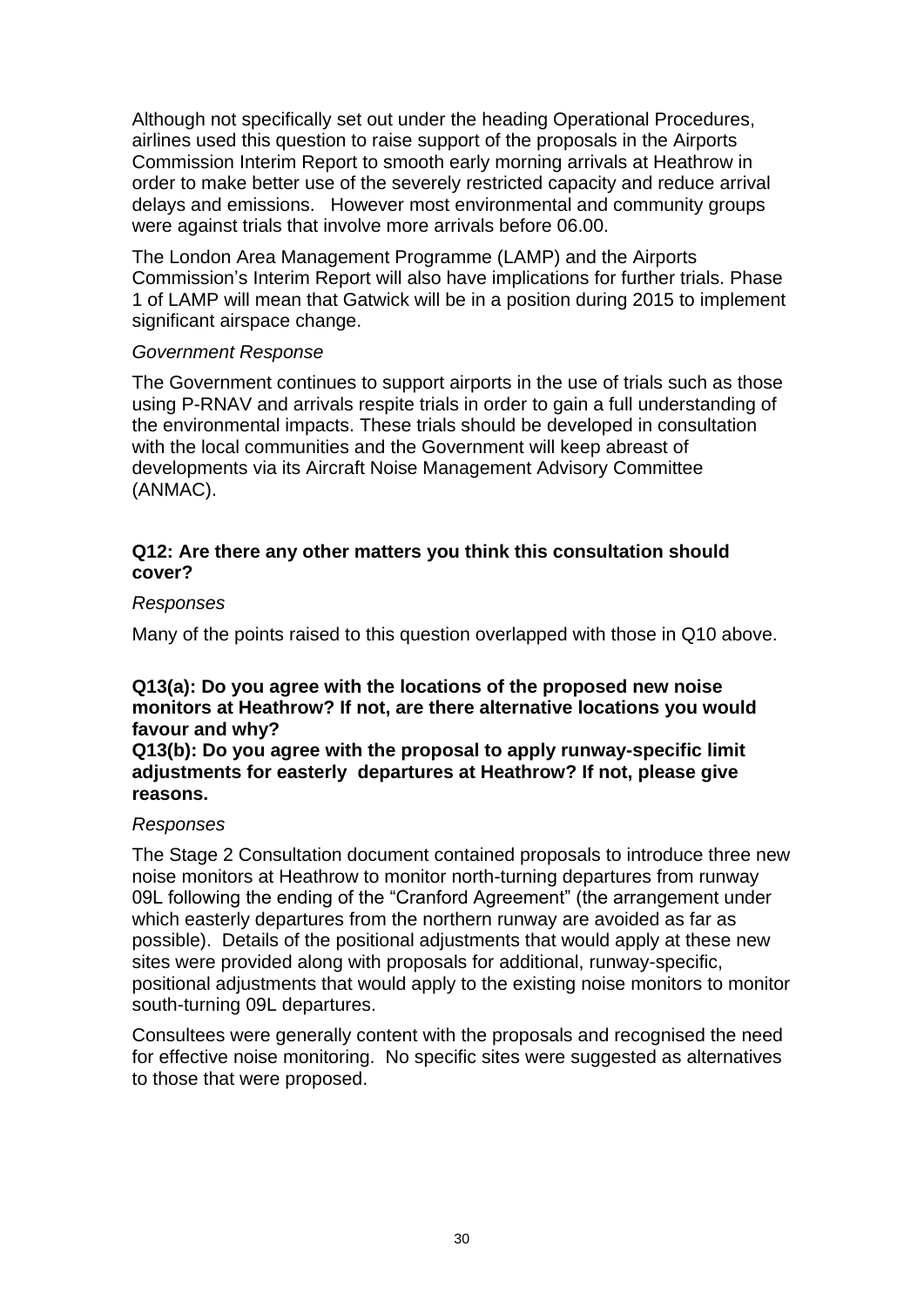Although not specifically set out under the heading Operational Procedures, airlines used this question to raise support of the proposals in the Airports Commission Interim Report to smooth early morning arrivals at Heathrow in order to make better use of the severely restricted capacity and reduce arrival delays and emissions. However most environmental and community groups were against trials that involve more arrivals before 06.00.

The London Area Management Programme (LAMP) and the Airports Commission's Interim Report will also have implications for further trials. Phase 1 of LAMP will mean that Gatwick will be in a position during 2015 to implement significant airspace change.

*Government Response*

The Government continues to support airports in the use of trials such as those using P-RNAV and arrivals respite trials in order to gain a full understanding of the environmental impacts. These trials should be developed in consultation with the local communities and the Government will keep abreast of developments via its Aircraft Noise Management Advisory Committee (ANMAC).

**Q12: Are there any other matters you think this consultation should cover?**

*Responses*

Many of the points raised to this question overlapped with those in Q10 above.

**Q13(a): Do you agree with the locations of the proposed new noise monitors at Heathrow? If not, are there alternative locations you would favour and why?**

**Q13(b): Do you agree with the proposal to apply runway-specific limit adjustments for easterly departures at Heathrow? If not, please give reasons.**

*Responses*

The Stage 2 Consultation document contained proposals to introduce three new noise monitors at Heathrow to monitor north-turning departures from runway 09L following the ending of the "Cranford Agreement" (the arrangement under which easterly departures from the northern runway are avoided as far as possible). Details of the positional adjustments that would apply at these new sites were provided along with proposals for additional, runway-specific, positional adjustments that would apply to the existing noise monitors to monitor south-turning 09L departures.

Consultees were generally content with the proposals and recognised the need for effective noise monitoring. No specific sites were suggested as alternatives to those that were proposed.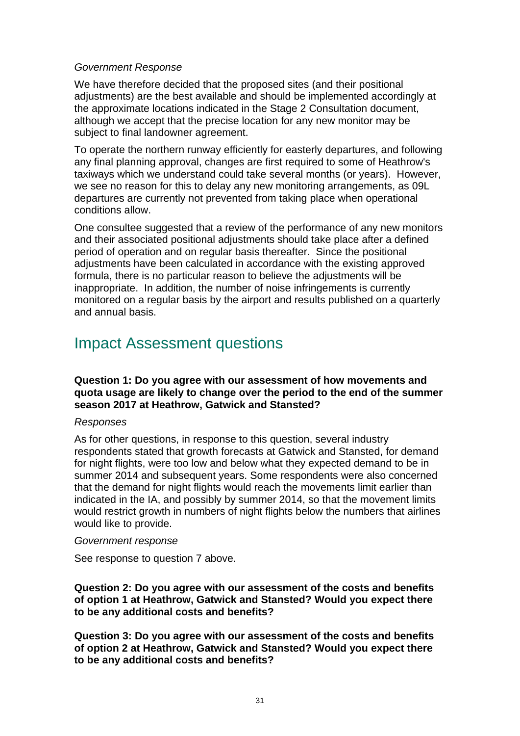*Government Response*

We have therefore decided that the proposed sites (and their positional adjustments) are the best available and should be implemented accordingly at the approximate locations indicated in the Stage 2 Consultation document, although we accept that the precise location for any new monitor may be subject to final landowner agreement.

To operate the northern runway efficiently for easterly departures, and following any final planning approval, changes are first required to some of Heathrow's taxiways which we understand could take several months (or years). However, we see no reason for this to delay any new monitoring arrangements, as 09L departures are currently not prevented from taking place when operational conditions allow.

One consultee suggested that a review of the performance of any new monitors and their associated positional adjustments should take place after a defined period of operation and on regular basis thereafter. Since the positional adjustments have been calculated in accordance with the existing approved formula, there is no particular reason to believe the adjustments will be inappropriate. In addition, the number of noise infringements is currently monitored on a regular basis by the airport and results published on a quarterly and annual basis.

## Impact Assessment questions

**Question 1: Do you agree with our assessment of how movements and quota usage are likely to change over the period to the end of the summer season 2017 at Heathrow, Gatwick and Stansted?**

*Responses*

As for other questions, in response to this question, several industry respondents stated that growth forecasts at Gatwick and Stansted, for demand for night flights, were too low and below what they expected demand to be in summer 2014 and subsequent years. Some respondents were also concerned that the demand for night flights would reach the movements limit earlier than indicated in the IA, and possibly by summer 2014, so that the movement limits would restrict growth in numbers of night flights below the numbers that airlines would like to provide.

*Government response*

See response to question 7 above.

**Question 2: Do you agree with our assessment of the costs and benefits of option 1 at Heathrow, Gatwick and Stansted? Would you expect there to be any additional costs and benefits?**

**Question 3: Do you agree with our assessment of the costs and benefits of option 2 at Heathrow, Gatwick and Stansted? Would you expect there to be any additional costs and benefits?**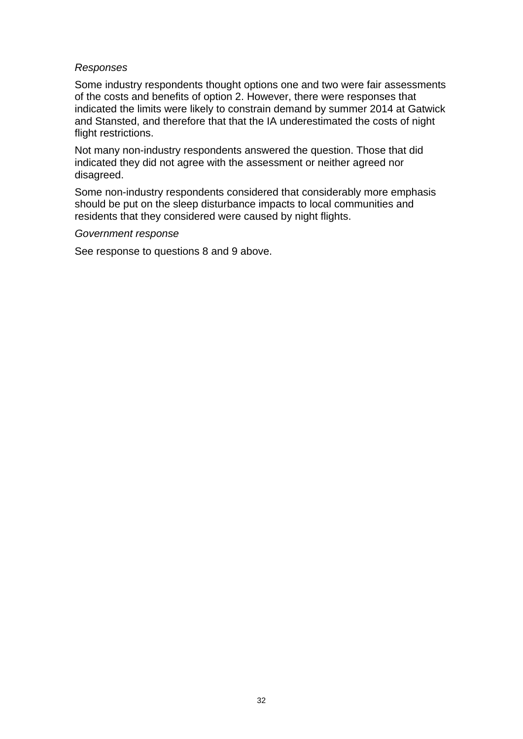*Responses*

Some industry respondents thought options one and two were fair assessments of the costs and benefits of option 2. However, there were responses that indicated the limits were likely to constrain demand by summer 2014 at Gatwick and Stansted, and therefore that that the IA underestimated the costs of night flight restrictions.

Not many non-industry respondents answered the question. Those that did indicated they did not agree with the assessment or neither agreed nor disagreed.

Some non-industry respondents considered that considerably more emphasis should be put on the sleep disturbance impacts to local communities and residents that they considered were caused by night flights.

*Government response*

See response to questions 8 and 9 above.